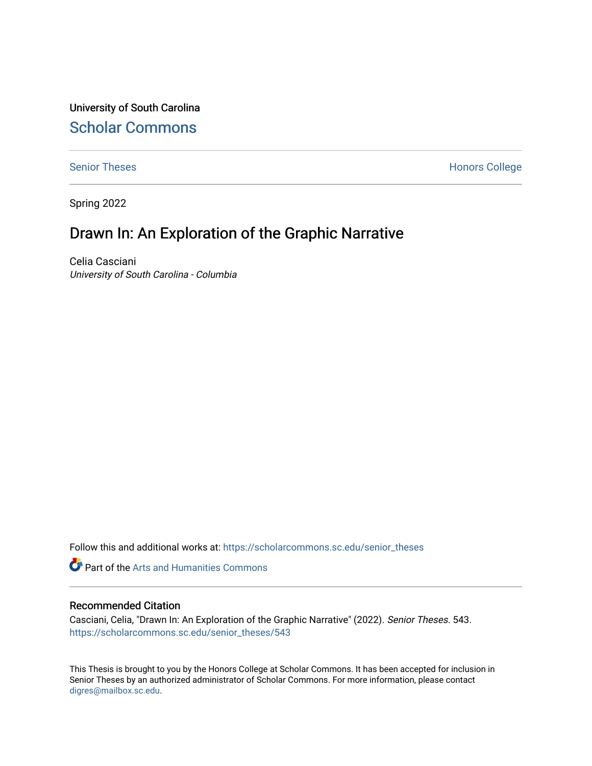University of South Carolina

# Scholar Commons

Senior Theses | Honors College

Spring 2022

## Drawn In: An Exploration of the Graphic Narrative

Celia Casciani

*University of South Carolina - Columbia*

Follow this and additional works at: https://scholarcommons.sc.edu/senior_theses

Part of the Arts and Humanities Commons

### Recommended Citation

Casciani, Celia, "Drawn In: An Exploration of the Graphic Narrative" (2022). *Senior Theses*. 543.
https://scholarcommons.sc.edu/senior_theses/543

This Thesis is brought to you by the Honors College at Scholar Commons. It has been accepted for inclusion in Senior Theses by an authorized administrator of Scholar Commons. For more information, please contact digres@mailbox.sc.edu.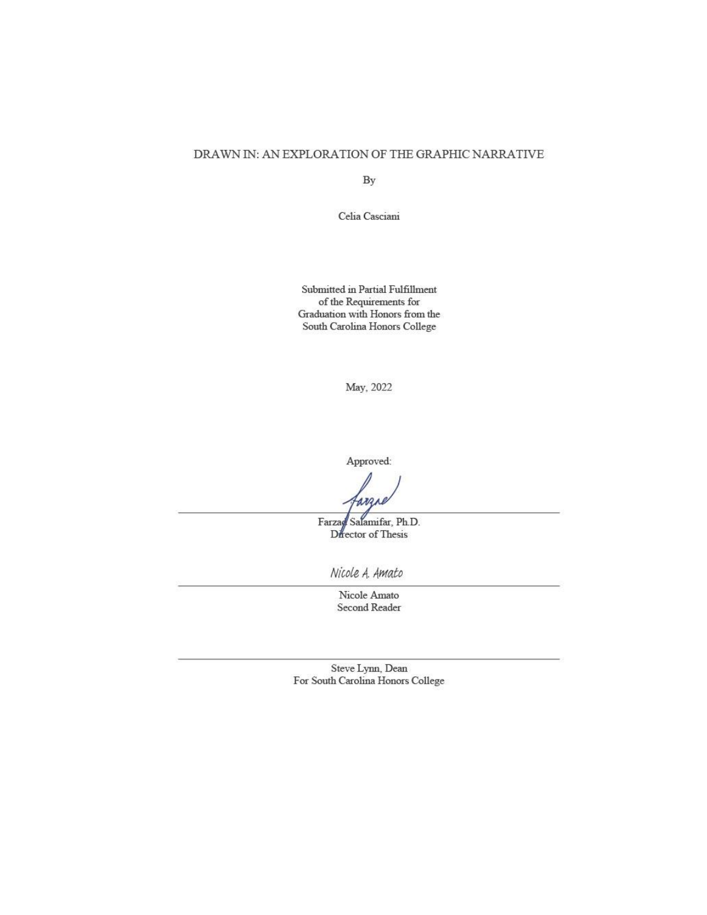# DRAWN IN: AN EXPLORATION OF THE GRAPHIC NARRATIVE

By

Celia Casciani

Submitted in Partial Fulfillment
of the Requirements for
Graduation with Honors from the
South Carolina Honors College

May, 2022

Approved:

Farzad Salamifar, Ph.D.
Director of Thesis

Nicole A. Amato

Nicole Amato
Second Reader

Steve Lynn, Dean
For South Carolina Honors College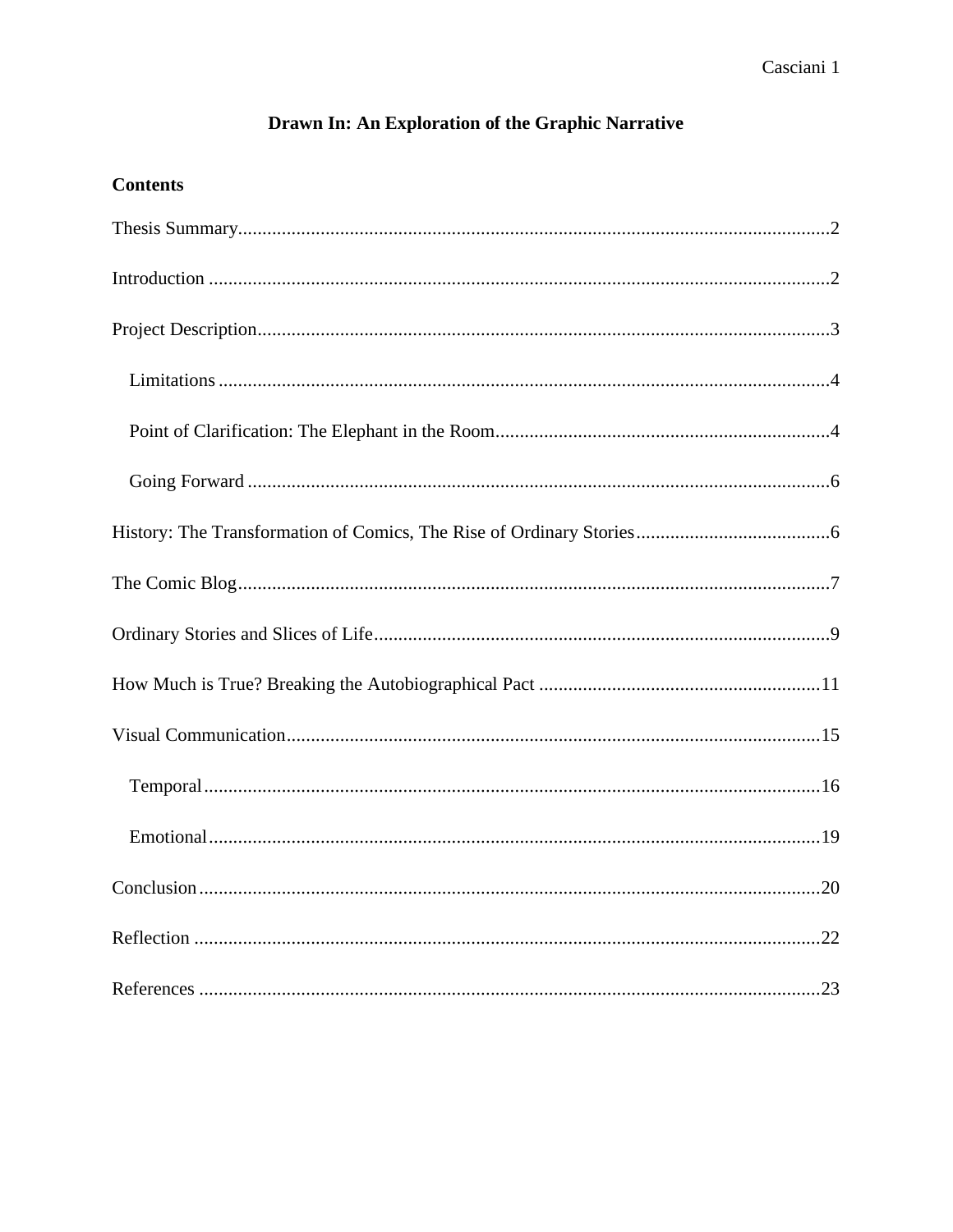# Drawn In: An Exploration of the Graphic Narrative

**Contents**

Thesis Summary....................2

Introduction....................2

Project Description....................3

- Limitations....................4
- Point of Clarification: The Elephant in the Room....................4
- Going Forward....................6

History: The Transformation of Comics, The Rise of Ordinary Stories....................6

The Comic Blog....................7

Ordinary Stories and Slices of Life....................9

How Much is True? Breaking the Autobiographical Pact....................11

Visual Communication....................15

- Temporal....................16
- Emotional....................19

Conclusion....................20

Reflection....................22

References....................23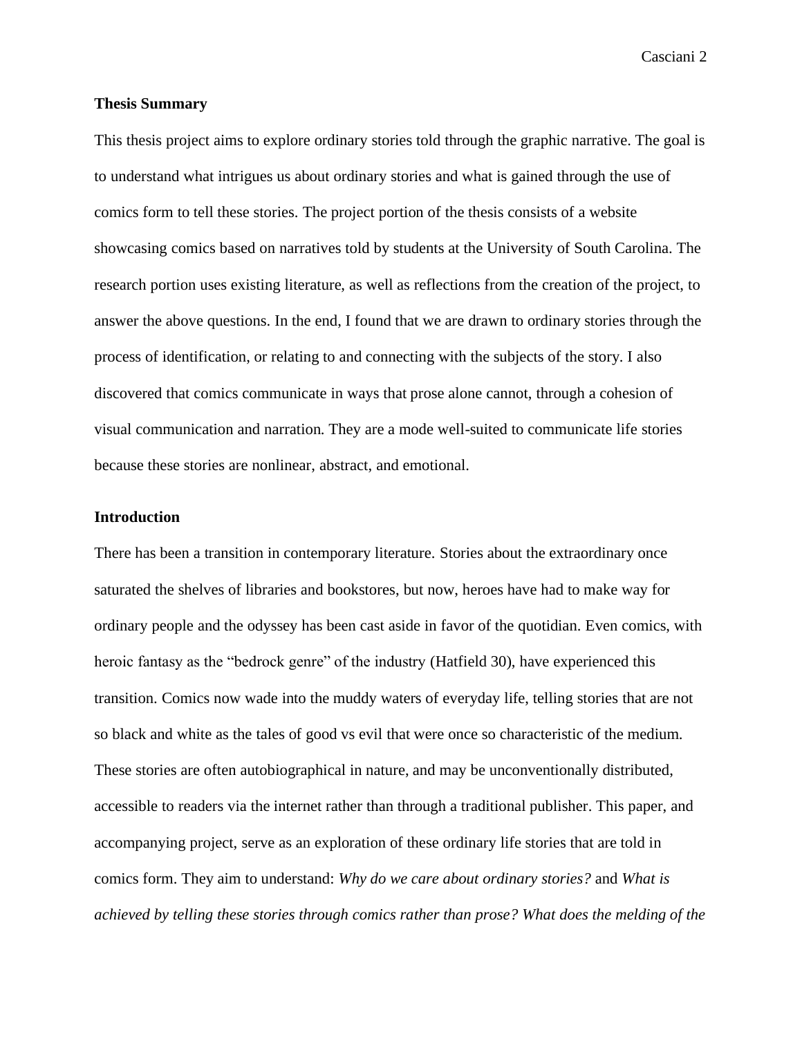**Thesis Summary**

This thesis project aims to explore ordinary stories told through the graphic narrative. The goal is to understand what intrigues us about ordinary stories and what is gained through the use of comics form to tell these stories. The project portion of the thesis consists of a website showcasing comics based on narratives told by students at the University of South Carolina. The research portion uses existing literature, as well as reflections from the creation of the project, to answer the above questions. In the end, I found that we are drawn to ordinary stories through the process of identification, or relating to and connecting with the subjects of the story. I also discovered that comics communicate in ways that prose alone cannot, through a cohesion of visual communication and narration. They are a mode well-suited to communicate life stories because these stories are nonlinear, abstract, and emotional.

**Introduction**

There has been a transition in contemporary literature. Stories about the extraordinary once saturated the shelves of libraries and bookstores, but now, heroes have had to make way for ordinary people and the odyssey has been cast aside in favor of the quotidian. Even comics, with heroic fantasy as the "bedrock genre" of the industry (Hatfield 30), have experienced this transition. Comics now wade into the muddy waters of everyday life, telling stories that are not so black and white as the tales of good vs evil that were once so characteristic of the medium. These stories are often autobiographical in nature, and may be unconventionally distributed, accessible to readers via the internet rather than through a traditional publisher. This paper, and accompanying project, serve as an exploration of these ordinary life stories that are told in comics form. They aim to understand: *Why do we care about ordinary stories?* and *What is achieved by telling these stories through comics rather than prose? What does the melding of the*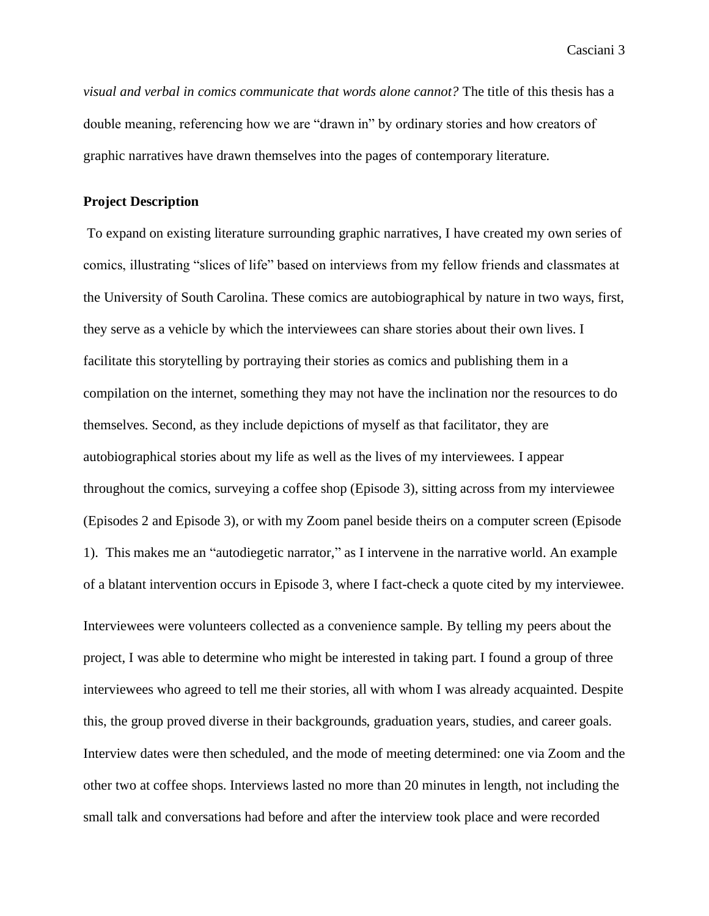*visual and verbal in comics communicate that words alone cannot?* The title of this thesis has a double meaning, referencing how we are "drawn in" by ordinary stories and how creators of graphic narratives have drawn themselves into the pages of contemporary literature.

**Project Description**

To expand on existing literature surrounding graphic narratives, I have created my own series of comics, illustrating "slices of life" based on interviews from my fellow friends and classmates at the University of South Carolina. These comics are autobiographical by nature in two ways, first, they serve as a vehicle by which the interviewees can share stories about their own lives. I facilitate this storytelling by portraying their stories as comics and publishing them in a compilation on the internet, something they may not have the inclination nor the resources to do themselves. Second, as they include depictions of myself as that facilitator, they are autobiographical stories about my life as well as the lives of my interviewees. I appear throughout the comics, surveying a coffee shop (Episode 3), sitting across from my interviewee (Episodes 2 and Episode 3), or with my Zoom panel beside theirs on a computer screen (Episode 1). This makes me an "autodiegetic narrator," as I intervene in the narrative world. An example of a blatant intervention occurs in Episode 3, where I fact-check a quote cited by my interviewee.

Interviewees were volunteers collected as a convenience sample. By telling my peers about the project, I was able to determine who might be interested in taking part. I found a group of three interviewees who agreed to tell me their stories, all with whom I was already acquainted. Despite this, the group proved diverse in their backgrounds, graduation years, studies, and career goals. Interview dates were then scheduled, and the mode of meeting determined: one via Zoom and the other two at coffee shops. Interviews lasted no more than 20 minutes in length, not including the small talk and conversations had before and after the interview took place and were recorded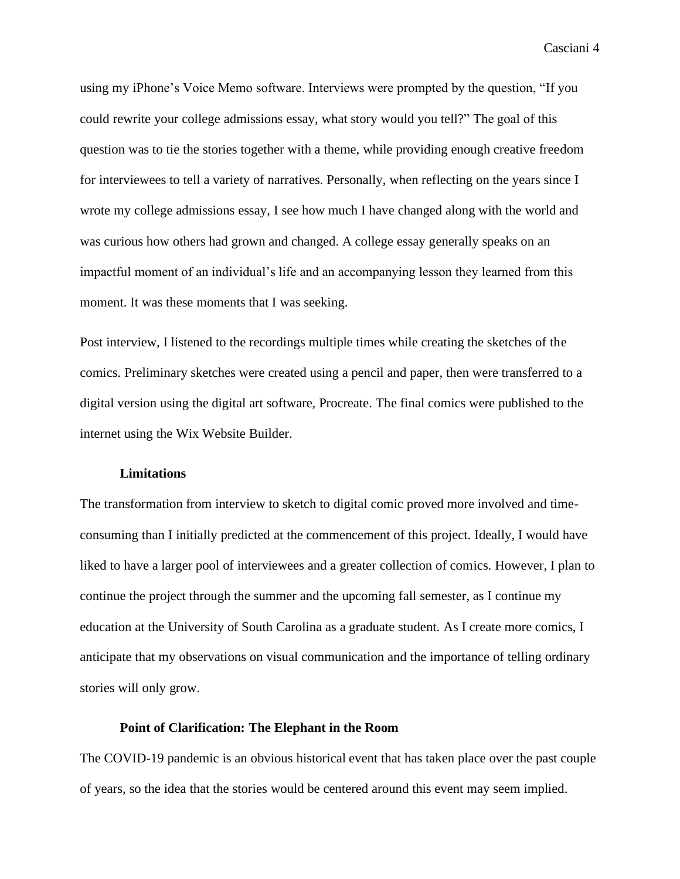using my iPhone's Voice Memo software. Interviews were prompted by the question, "If you could rewrite your college admissions essay, what story would you tell?" The goal of this question was to tie the stories together with a theme, while providing enough creative freedom for interviewees to tell a variety of narratives. Personally, when reflecting on the years since I wrote my college admissions essay, I see how much I have changed along with the world and was curious how others had grown and changed. A college essay generally speaks on an impactful moment of an individual's life and an accompanying lesson they learned from this moment. It was these moments that I was seeking.

Post interview, I listened to the recordings multiple times while creating the sketches of the comics. Preliminary sketches were created using a pencil and paper, then were transferred to a digital version using the digital art software, Procreate. The final comics were published to the internet using the Wix Website Builder.

### Limitations

The transformation from interview to sketch to digital comic proved more involved and time-consuming than I initially predicted at the commencement of this project. Ideally, I would have liked to have a larger pool of interviewees and a greater collection of comics. However, I plan to continue the project through the summer and the upcoming fall semester, as I continue my education at the University of South Carolina as a graduate student. As I create more comics, I anticipate that my observations on visual communication and the importance of telling ordinary stories will only grow.

### Point of Clarification: The Elephant in the Room

The COVID-19 pandemic is an obvious historical event that has taken place over the past couple of years, so the idea that the stories would be centered around this event may seem implied.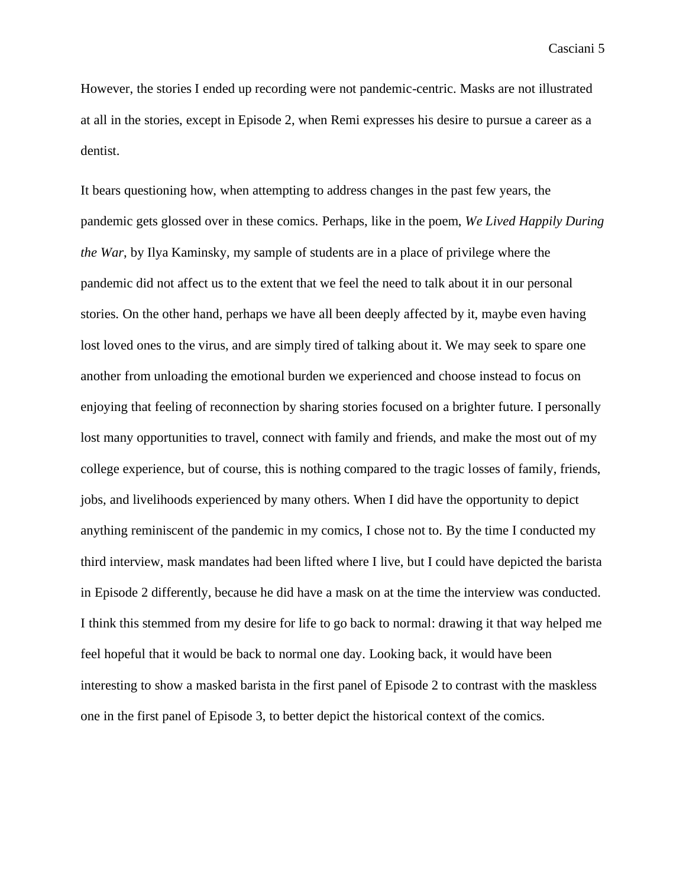However, the stories I ended up recording were not pandemic-centric. Masks are not illustrated at all in the stories, except in Episode 2, when Remi expresses his desire to pursue a career as a dentist.

It bears questioning how, when attempting to address changes in the past few years, the pandemic gets glossed over in these comics. Perhaps, like in the poem, *We Lived Happily During the War*, by Ilya Kaminsky, my sample of students are in a place of privilege where the pandemic did not affect us to the extent that we feel the need to talk about it in our personal stories. On the other hand, perhaps we have all been deeply affected by it, maybe even having lost loved ones to the virus, and are simply tired of talking about it. We may seek to spare one another from unloading the emotional burden we experienced and choose instead to focus on enjoying that feeling of reconnection by sharing stories focused on a brighter future. I personally lost many opportunities to travel, connect with family and friends, and make the most out of my college experience, but of course, this is nothing compared to the tragic losses of family, friends, jobs, and livelihoods experienced by many others. When I did have the opportunity to depict anything reminiscent of the pandemic in my comics, I chose not to. By the time I conducted my third interview, mask mandates had been lifted where I live, but I could have depicted the barista in Episode 2 differently, because he did have a mask on at the time the interview was conducted. I think this stemmed from my desire for life to go back to normal: drawing it that way helped me feel hopeful that it would be back to normal one day. Looking back, it would have been interesting to show a masked barista in the first panel of Episode 2 to contrast with the maskless one in the first panel of Episode 3, to better depict the historical context of the comics.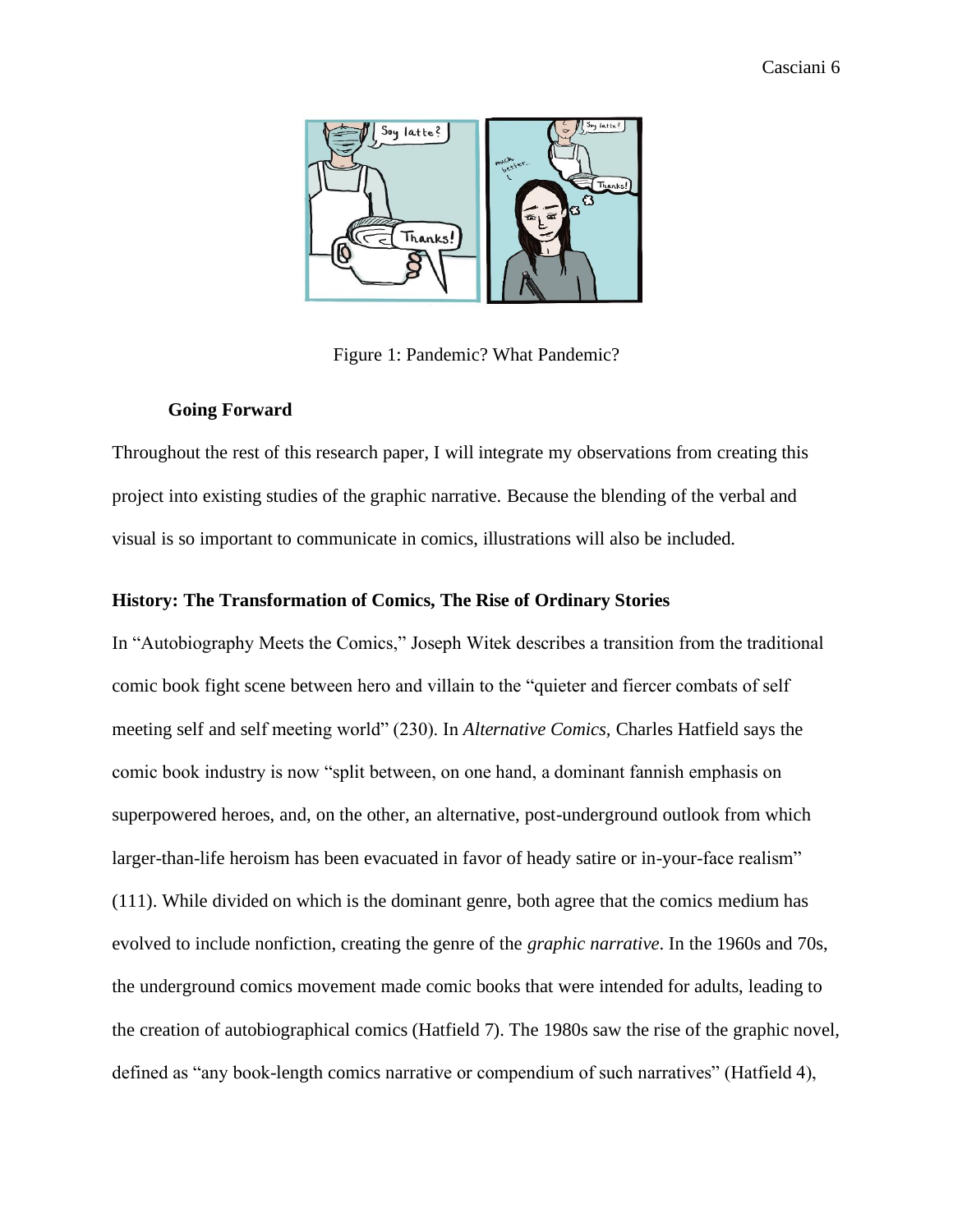Figure 1: Pandemic? What Pandemic?

### Going Forward

Throughout the rest of this research paper, I will integrate my observations from creating this project into existing studies of the graphic narrative. Because the blending of the verbal and visual is so important to communicate in comics, illustrations will also be included.

## History: The Transformation of Comics, The Rise of Ordinary Stories

In "Autobiography Meets the Comics," Joseph Witek describes a transition from the traditional comic book fight scene between hero and villain to the "quieter and fiercer combats of self meeting self and self meeting world" (230). In *Alternative Comics*, Charles Hatfield says the comic book industry is now "split between, on one hand, a dominant fannish emphasis on superpowered heroes, and, on the other, an alternative, post-underground outlook from which larger-than-life heroism has been evacuated in favor of heady satire or in-your-face realism" (111). While divided on which is the dominant genre, both agree that the comics medium has evolved to include nonfiction, creating the genre of the *graphic narrative*. In the 1960s and 70s, the underground comics movement made comic books that were intended for adults, leading to the creation of autobiographical comics (Hatfield 7). The 1980s saw the rise of the graphic novel, defined as "any book-length comics narrative or compendium of such narratives" (Hatfield 4),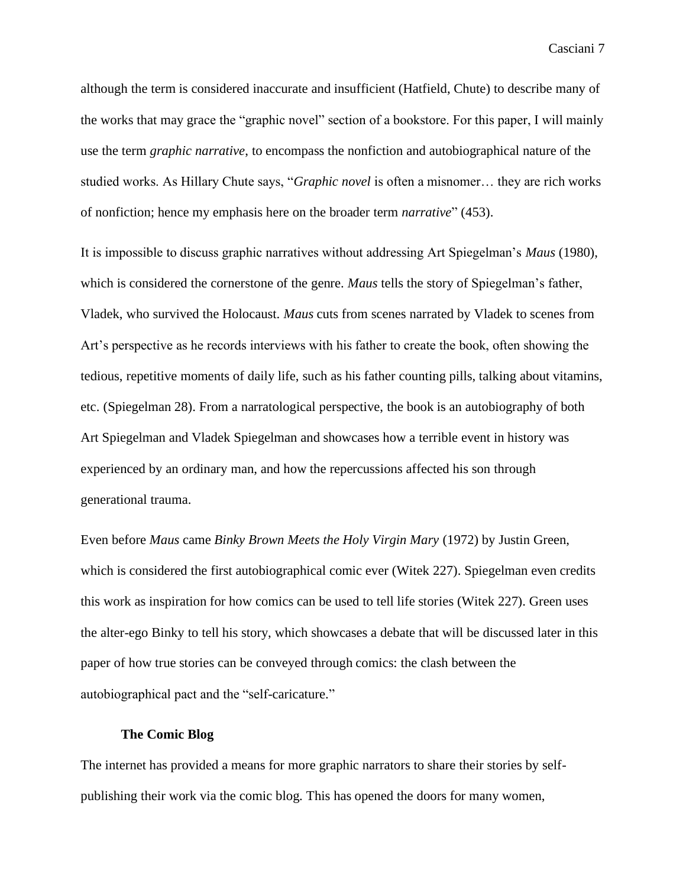although the term is considered inaccurate and insufficient (Hatfield, Chute) to describe many of the works that may grace the "graphic novel" section of a bookstore. For this paper, I will mainly use the term *graphic narrative*, to encompass the nonfiction and autobiographical nature of the studied works. As Hillary Chute says, "*Graphic novel* is often a misnomer… they are rich works of nonfiction; hence my emphasis here on the broader term *narrative*" (453).

It is impossible to discuss graphic narratives without addressing Art Spiegelman's *Maus* (1980), which is considered the cornerstone of the genre. *Maus* tells the story of Spiegelman's father, Vladek, who survived the Holocaust. *Maus* cuts from scenes narrated by Vladek to scenes from Art's perspective as he records interviews with his father to create the book, often showing the tedious, repetitive moments of daily life, such as his father counting pills, talking about vitamins, etc. (Spiegelman 28). From a narratological perspective, the book is an autobiography of both Art Spiegelman and Vladek Spiegelman and showcases how a terrible event in history was experienced by an ordinary man, and how the repercussions affected his son through generational trauma.

Even before *Maus* came *Binky Brown Meets the Holy Virgin Mary* (1972) by Justin Green, which is considered the first autobiographical comic ever (Witek 227). Spiegelman even credits this work as inspiration for how comics can be used to tell life stories (Witek 227). Green uses the alter-ego Binky to tell his story, which showcases a debate that will be discussed later in this paper of how true stories can be conveyed through comics: the clash between the autobiographical pact and the "self-caricature."

### The Comic Blog

The internet has provided a means for more graphic narrators to share their stories by self-publishing their work via the comic blog. This has opened the doors for many women,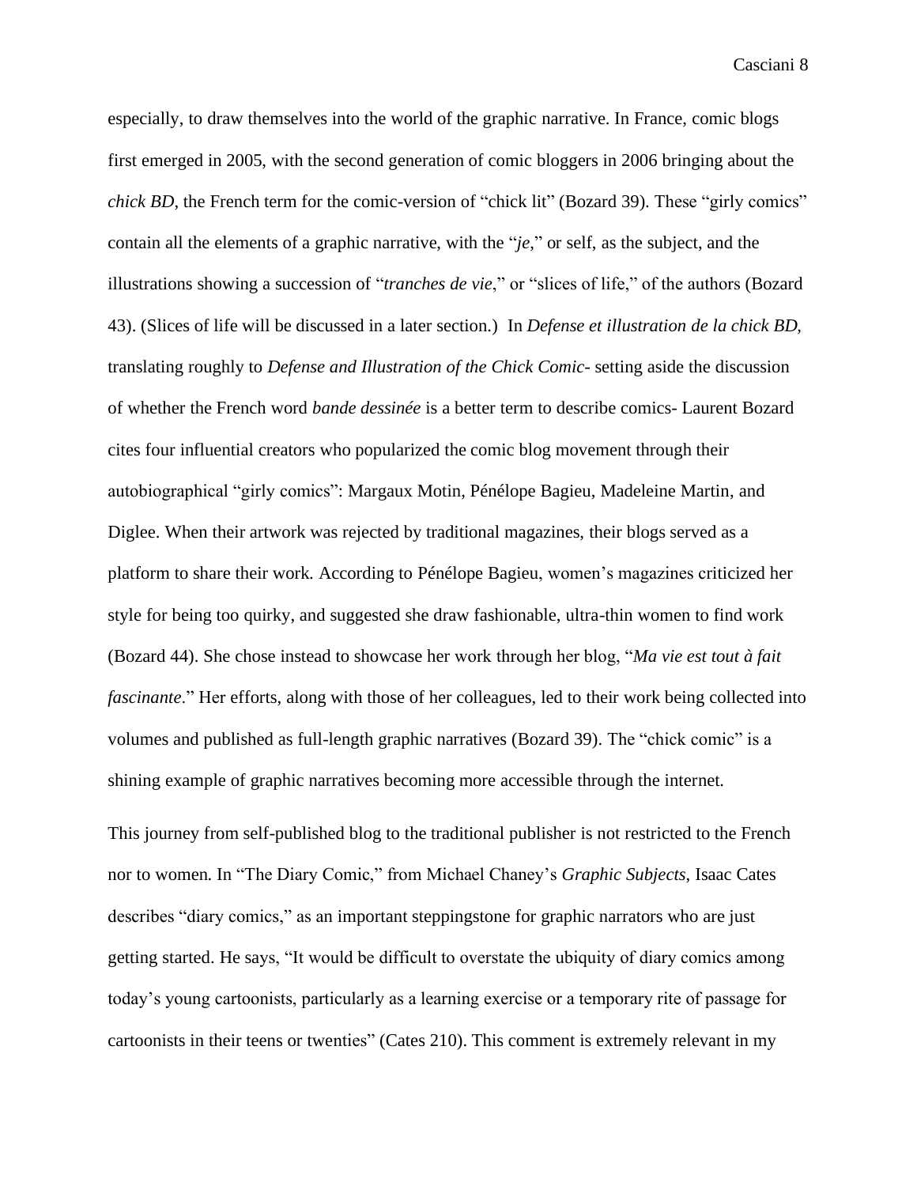especially, to draw themselves into the world of the graphic narrative. In France, comic blogs first emerged in 2005, with the second generation of comic bloggers in 2006 bringing about the *chick BD*, the French term for the comic-version of "chick lit" (Bozard 39). These "girly comics" contain all the elements of a graphic narrative, with the "*je*," or self, as the subject, and the illustrations showing a succession of "*tranches de vie*," or "slices of life," of the authors (Bozard 43). (Slices of life will be discussed in a later section.) In *Defense et illustration de la chick BD,* translating roughly to *Defense and Illustration of the Chick Comic*- setting aside the discussion of whether the French word *bande dessinée* is a better term to describe comics- Laurent Bozard cites four influential creators who popularized the comic blog movement through their autobiographical "girly comics": Margaux Motin, Pénélope Bagieu, Madeleine Martin, and Diglee. When their artwork was rejected by traditional magazines, their blogs served as a platform to share their work. According to Pénélope Bagieu, women's magazines criticized her style for being too quirky, and suggested she draw fashionable, ultra-thin women to find work (Bozard 44). She chose instead to showcase her work through her blog, "*Ma vie est tout à fait fascinante*." Her efforts, along with those of her colleagues, led to their work being collected into volumes and published as full-length graphic narratives (Bozard 39). The "chick comic" is a shining example of graphic narratives becoming more accessible through the internet.

This journey from self-published blog to the traditional publisher is not restricted to the French nor to women. In "The Diary Comic," from Michael Chaney's *Graphic Subjects*, Isaac Cates describes "diary comics," as an important steppingstone for graphic narrators who are just getting started. He says, "It would be difficult to overstate the ubiquity of diary comics among today's young cartoonists, particularly as a learning exercise or a temporary rite of passage for cartoonists in their teens or twenties" (Cates 210). This comment is extremely relevant in my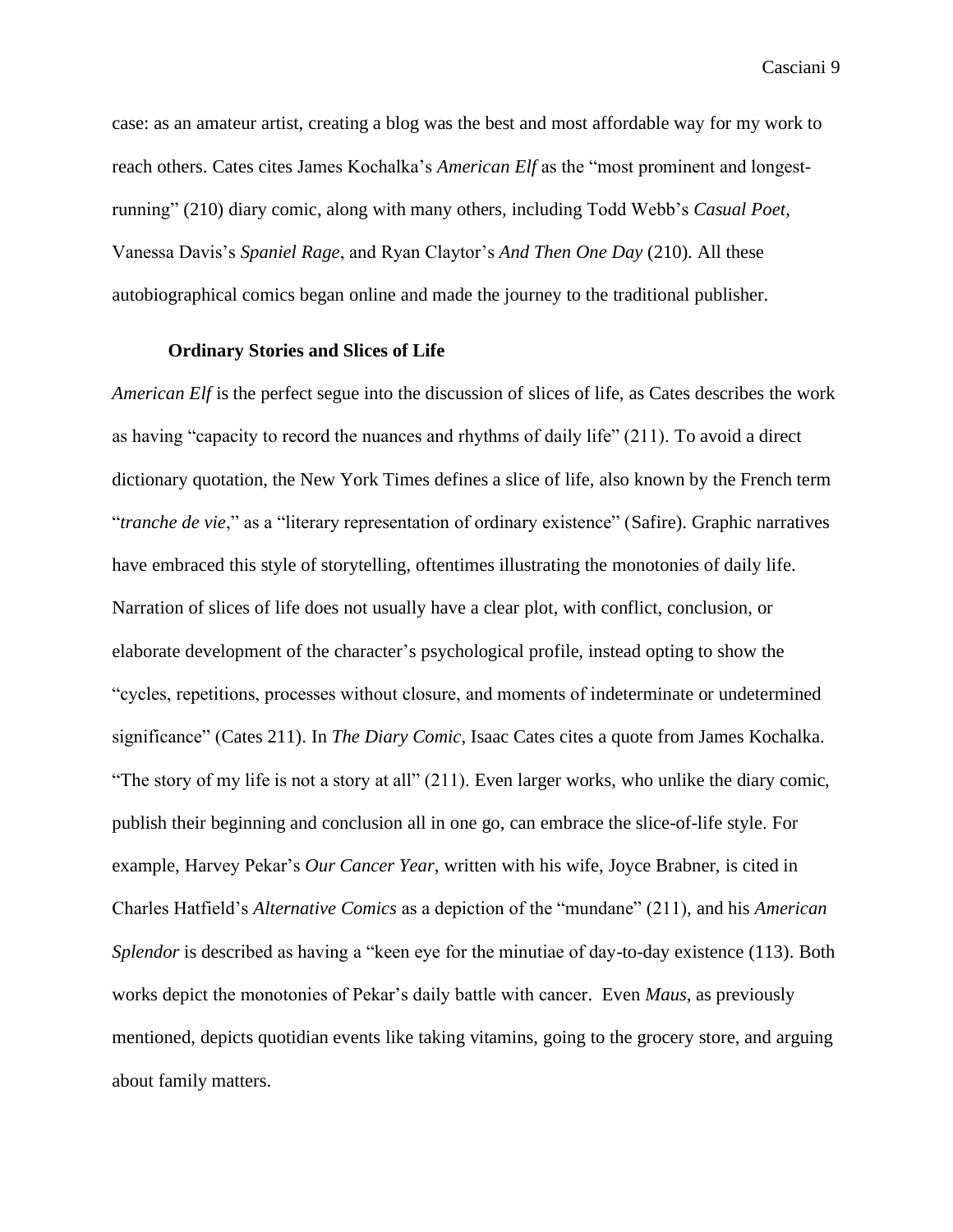case: as an amateur artist, creating a blog was the best and most affordable way for my work to reach others. Cates cites James Kochalka's *American Elf* as the "most prominent and longest-running" (210) diary comic, along with many others, including Todd Webb's *Casual Poet*, Vanessa Davis's *Spaniel Rage*, and Ryan Claytor's *And Then One Day* (210). All these autobiographical comics began online and made the journey to the traditional publisher.

**Ordinary Stories and Slices of Life**

*American Elf* is the perfect segue into the discussion of slices of life, as Cates describes the work as having "capacity to record the nuances and rhythms of daily life" (211). To avoid a direct dictionary quotation, the New York Times defines a slice of life, also known by the French term "*tranche de vie*," as a "literary representation of ordinary existence" (Safire). Graphic narratives have embraced this style of storytelling, oftentimes illustrating the monotonies of daily life. Narration of slices of life does not usually have a clear plot, with conflict, conclusion, or elaborate development of the character's psychological profile, instead opting to show the "cycles, repetitions, processes without closure, and moments of indeterminate or undetermined significance" (Cates 211). In *The Diary Comic*, Isaac Cates cites a quote from James Kochalka. "The story of my life is not a story at all" (211). Even larger works, who unlike the diary comic, publish their beginning and conclusion all in one go, can embrace the slice-of-life style. For example, Harvey Pekar's *Our Cancer Year*, written with his wife, Joyce Brabner, is cited in Charles Hatfield's *Alternative Comics* as a depiction of the "mundane" (211), and his *American Splendor* is described as having a "keen eye for the minutiae of day-to-day existence (113). Both works depict the monotonies of Pekar's daily battle with cancer. Even *Maus*, as previously mentioned, depicts quotidian events like taking vitamins, going to the grocery store, and arguing about family matters.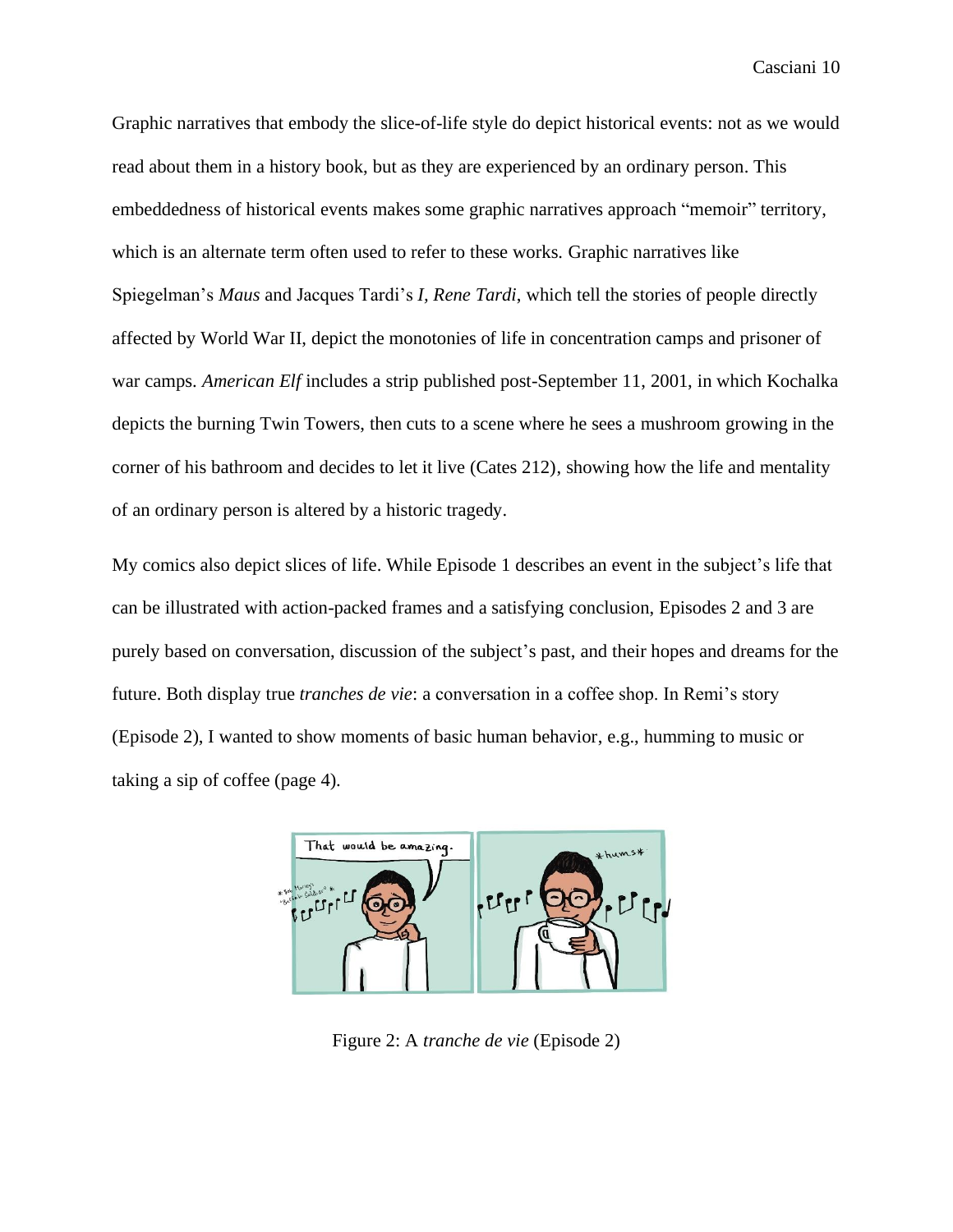Graphic narratives that embody the slice-of-life style do depict historical events: not as we would read about them in a history book, but as they are experienced by an ordinary person. This embeddedness of historical events makes some graphic narratives approach "memoir" territory, which is an alternate term often used to refer to these works. Graphic narratives like Spiegelman's *Maus* and Jacques Tardi's *I, Rene Tardi*, which tell the stories of people directly affected by World War II, depict the monotonies of life in concentration camps and prisoner of war camps. *American Elf* includes a strip published post-September 11, 2001, in which Kochalka depicts the burning Twin Towers, then cuts to a scene where he sees a mushroom growing in the corner of his bathroom and decides to let it live (Cates 212), showing how the life and mentality of an ordinary person is altered by a historic tragedy.

My comics also depict slices of life. While Episode 1 describes an event in the subject's life that can be illustrated with action-packed frames and a satisfying conclusion, Episodes 2 and 3 are purely based on conversation, discussion of the subject's past, and their hopes and dreams for the future. Both display true *tranches de vie*: a conversation in a coffee shop. In Remi's story (Episode 2), I wanted to show moments of basic human behavior, e.g., humming to music or taking a sip of coffee (page 4).

Figure 2: A *tranche de vie* (Episode 2)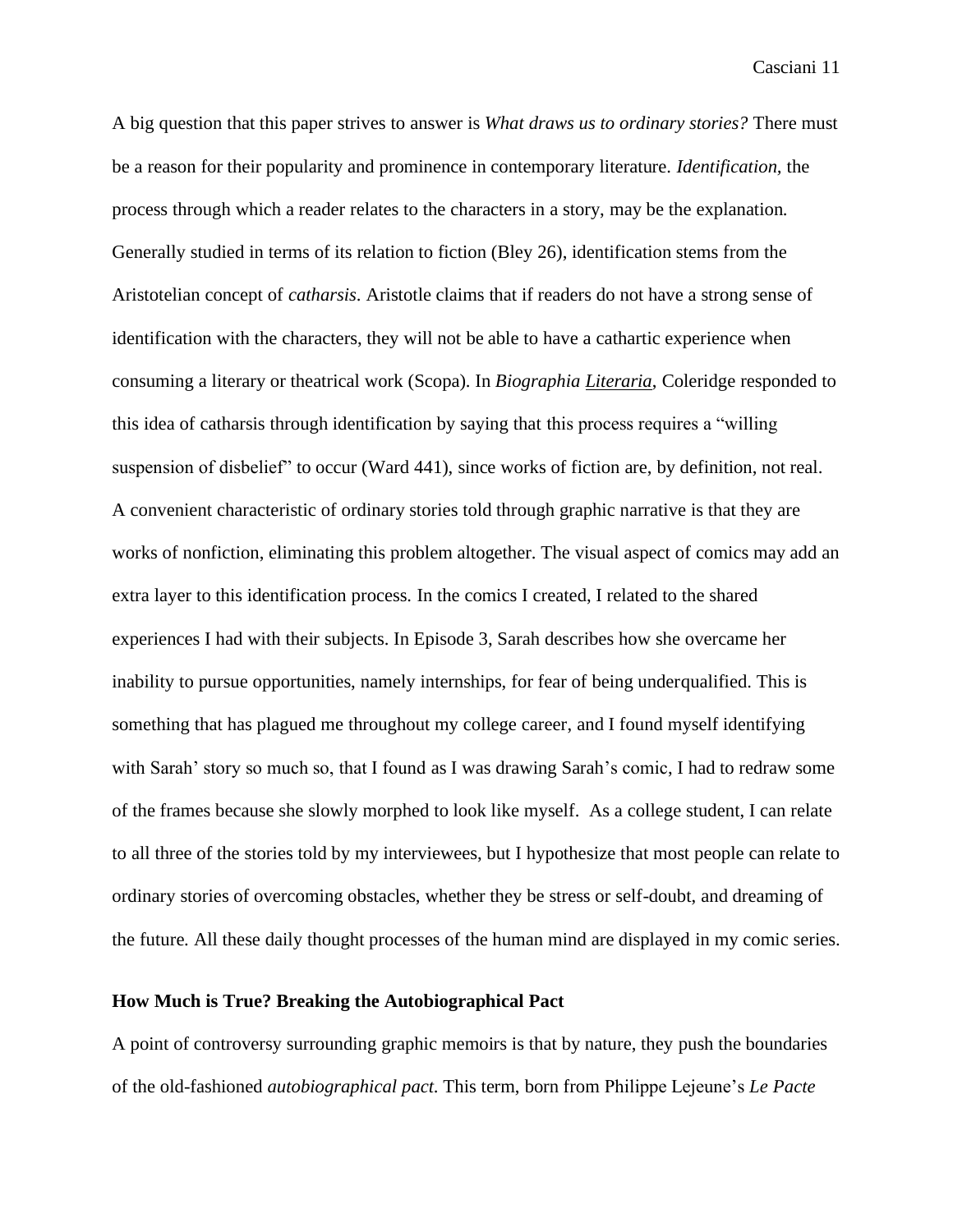A big question that this paper strives to answer is *What draws us to ordinary stories?* There must be a reason for their popularity and prominence in contemporary literature. *Identification,* the process through which a reader relates to the characters in a story, may be the explanation. Generally studied in terms of its relation to fiction (Bley 26), identification stems from the Aristotelian concept of *catharsis*. Aristotle claims that if readers do not have a strong sense of identification with the characters, they will not be able to have a cathartic experience when consuming a literary or theatrical work (Scopa). In *Biographia Literaria,* Coleridge responded to this idea of catharsis through identification by saying that this process requires a "willing suspension of disbelief" to occur (Ward 441), since works of fiction are, by definition, not real. A convenient characteristic of ordinary stories told through graphic narrative is that they are works of nonfiction, eliminating this problem altogether. The visual aspect of comics may add an extra layer to this identification process. In the comics I created, I related to the shared experiences I had with their subjects. In Episode 3, Sarah describes how she overcame her inability to pursue opportunities, namely internships, for fear of being underqualified. This is something that has plagued me throughout my college career, and I found myself identifying with Sarah' story so much so, that I found as I was drawing Sarah's comic, I had to redraw some of the frames because she slowly morphed to look like myself. As a college student, I can relate to all three of the stories told by my interviewees, but I hypothesize that most people can relate to ordinary stories of overcoming obstacles, whether they be stress or self-doubt, and dreaming of the future. All these daily thought processes of the human mind are displayed in my comic series.

**How Much is True? Breaking the Autobiographical Pact**

A point of controversy surrounding graphic memoirs is that by nature, they push the boundaries of the old-fashioned *autobiographical pact.* This term, born from Philippe Lejeune's *Le Pacte*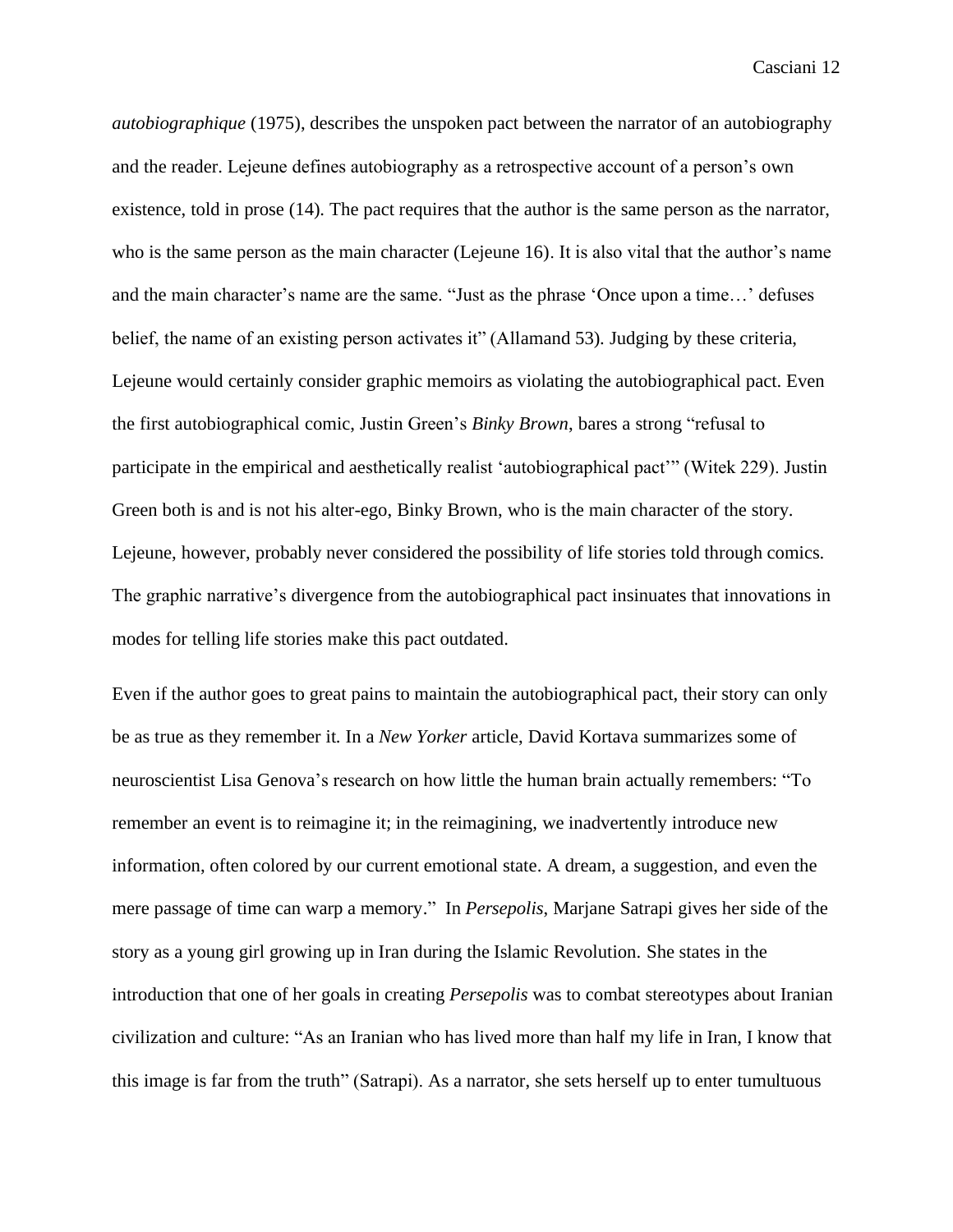*autobiographique* (1975), describes the unspoken pact between the narrator of an autobiography and the reader. Lejeune defines autobiography as a retrospective account of a person's own existence, told in prose (14). The pact requires that the author is the same person as the narrator, who is the same person as the main character (Lejeune 16). It is also vital that the author's name and the main character's name are the same. "Just as the phrase 'Once upon a time…' defuses belief, the name of an existing person activates it" (Allamand 53). Judging by these criteria, Lejeune would certainly consider graphic memoirs as violating the autobiographical pact. Even the first autobiographical comic, Justin Green's *Binky Brown*, bares a strong "refusal to participate in the empirical and aesthetically realist 'autobiographical pact'" (Witek 229). Justin Green both is and is not his alter-ego, Binky Brown, who is the main character of the story. Lejeune, however, probably never considered the possibility of life stories told through comics. The graphic narrative's divergence from the autobiographical pact insinuates that innovations in modes for telling life stories make this pact outdated.

Even if the author goes to great pains to maintain the autobiographical pact, their story can only be as true as they remember it. In a *New Yorker* article, David Kortava summarizes some of neuroscientist Lisa Genova's research on how little the human brain actually remembers: "To remember an event is to reimagine it; in the reimagining, we inadvertently introduce new information, often colored by our current emotional state. A dream, a suggestion, and even the mere passage of time can warp a memory." In *Persepolis*, Marjane Satrapi gives her side of the story as a young girl growing up in Iran during the Islamic Revolution. She states in the introduction that one of her goals in creating *Persepolis* was to combat stereotypes about Iranian civilization and culture: "As an Iranian who has lived more than half my life in Iran, I know that this image is far from the truth" (Satrapi). As a narrator, she sets herself up to enter tumultuous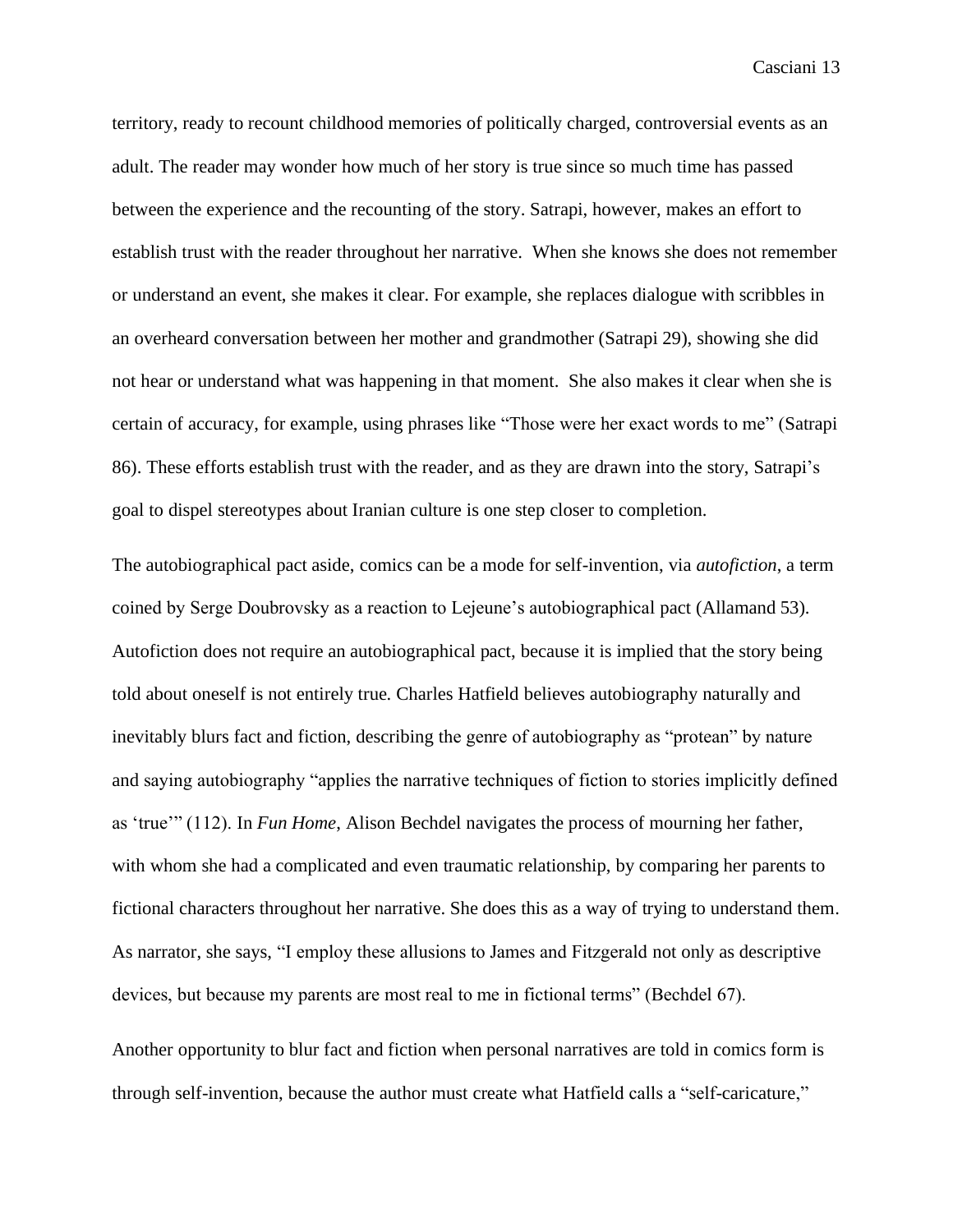territory, ready to recount childhood memories of politically charged, controversial events as an adult. The reader may wonder how much of her story is true since so much time has passed between the experience and the recounting of the story. Satrapi, however, makes an effort to establish trust with the reader throughout her narrative. When she knows she does not remember or understand an event, she makes it clear. For example, she replaces dialogue with scribbles in an overheard conversation between her mother and grandmother (Satrapi 29), showing she did not hear or understand what was happening in that moment. She also makes it clear when she is certain of accuracy, for example, using phrases like "Those were her exact words to me" (Satrapi 86). These efforts establish trust with the reader, and as they are drawn into the story, Satrapi's goal to dispel stereotypes about Iranian culture is one step closer to completion.

The autobiographical pact aside, comics can be a mode for self-invention, via *autofiction*, a term coined by Serge Doubrovsky as a reaction to Lejeune's autobiographical pact (Allamand 53). Autofiction does not require an autobiographical pact, because it is implied that the story being told about oneself is not entirely true. Charles Hatfield believes autobiography naturally and inevitably blurs fact and fiction, describing the genre of autobiography as "protean" by nature and saying autobiography "applies the narrative techniques of fiction to stories implicitly defined as 'true'" (112). In *Fun Home*, Alison Bechdel navigates the process of mourning her father, with whom she had a complicated and even traumatic relationship, by comparing her parents to fictional characters throughout her narrative. She does this as a way of trying to understand them. As narrator, she says, "I employ these allusions to James and Fitzgerald not only as descriptive devices, but because my parents are most real to me in fictional terms" (Bechdel 67).

Another opportunity to blur fact and fiction when personal narratives are told in comics form is through self-invention, because the author must create what Hatfield calls a "self-caricature,"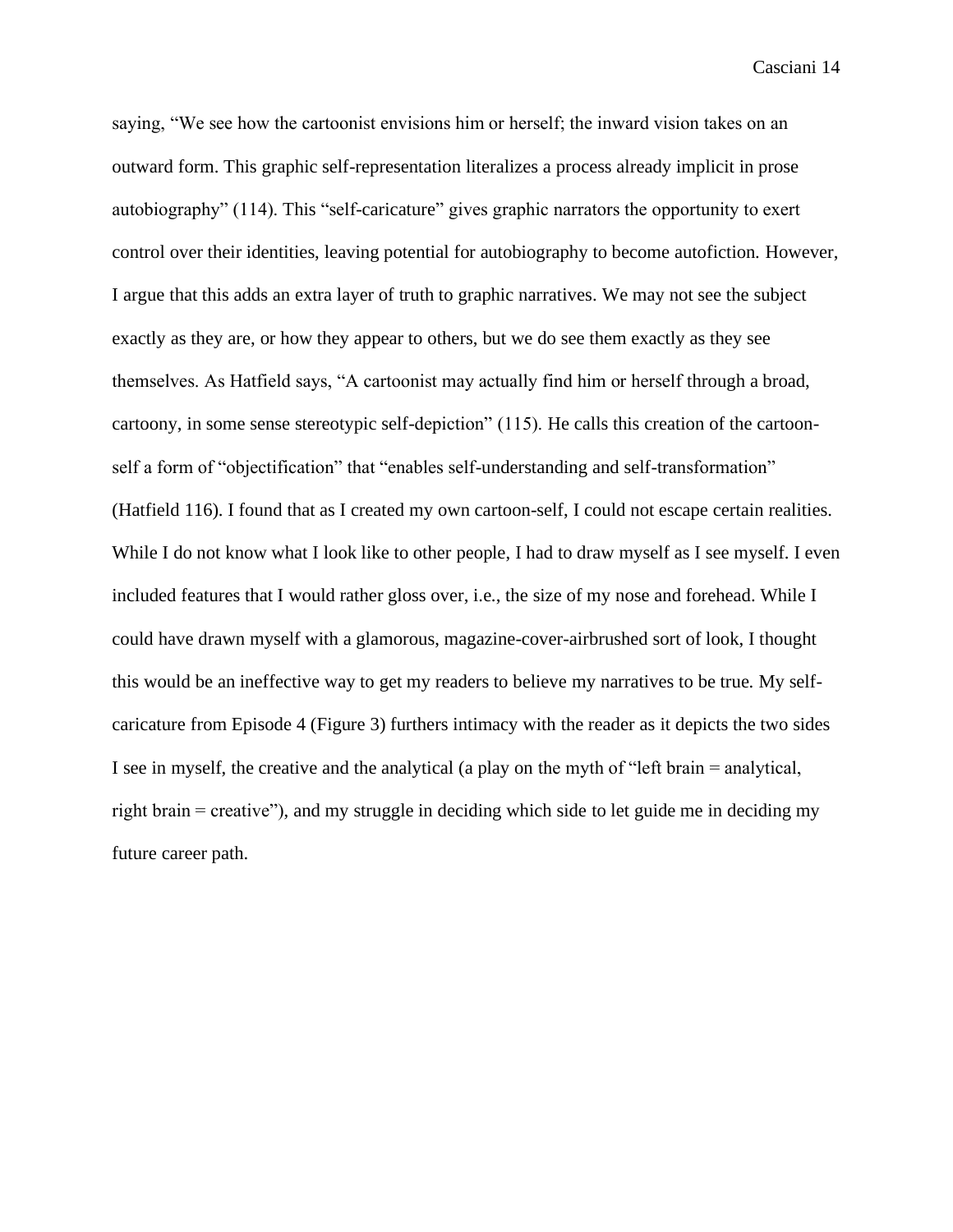saying, "We see how the cartoonist envisions him or herself; the inward vision takes on an outward form. This graphic self-representation literalizes a process already implicit in prose autobiography" (114). This "self-caricature" gives graphic narrators the opportunity to exert control over their identities, leaving potential for autobiography to become autofiction. However, I argue that this adds an extra layer of truth to graphic narratives. We may not see the subject exactly as they are, or how they appear to others, but we do see them exactly as they see themselves. As Hatfield says, "A cartoonist may actually find him or herself through a broad, cartoony, in some sense stereotypic self-depiction" (115). He calls this creation of the cartoon-self a form of "objectification" that "enables self-understanding and self-transformation" (Hatfield 116). I found that as I created my own cartoon-self, I could not escape certain realities. While I do not know what I look like to other people, I had to draw myself as I see myself. I even included features that I would rather gloss over, i.e., the size of my nose and forehead. While I could have drawn myself with a glamorous, magazine-cover-airbrushed sort of look, I thought this would be an ineffective way to get my readers to believe my narratives to be true. My self-caricature from Episode 4 (Figure 3) furthers intimacy with the reader as it depicts the two sides I see in myself, the creative and the analytical (a play on the myth of "left brain = analytical, right brain = creative"), and my struggle in deciding which side to let guide me in deciding my future career path.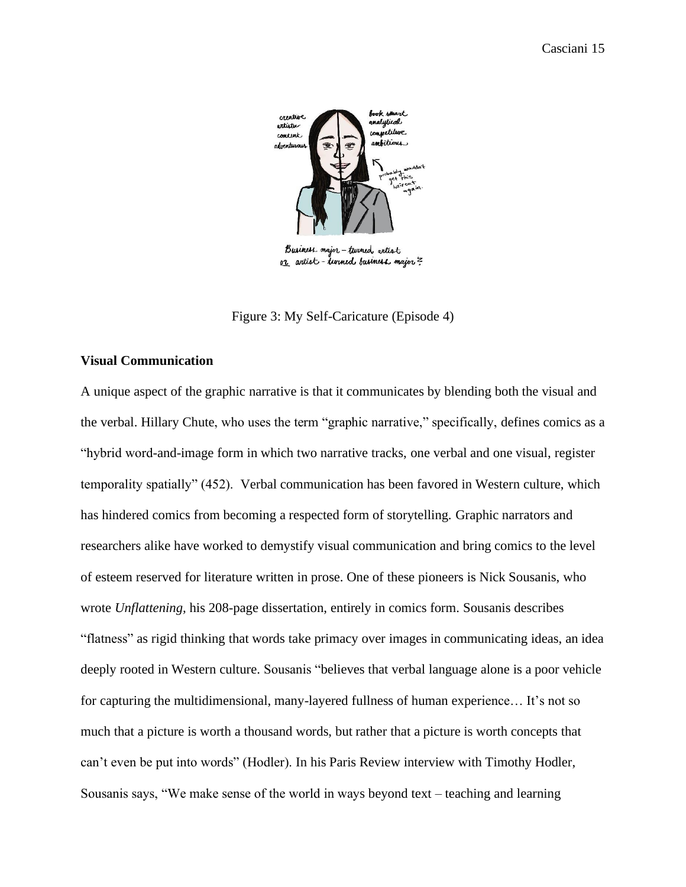Figure 3: My Self-Caricature (Episode 4)

**Visual Communication**

A unique aspect of the graphic narrative is that it communicates by blending both the visual and the verbal. Hillary Chute, who uses the term "graphic narrative," specifically, defines comics as a "hybrid word-and-image form in which two narrative tracks, one verbal and one visual, register temporality spatially" (452). Verbal communication has been favored in Western culture, which has hindered comics from becoming a respected form of storytelling. Graphic narrators and researchers alike have worked to demystify visual communication and bring comics to the level of esteem reserved for literature written in prose. One of these pioneers is Nick Sousanis, who wrote *Unflattening,* his 208-page dissertation, entirely in comics form. Sousanis describes "flatness" as rigid thinking that words take primacy over images in communicating ideas, an idea deeply rooted in Western culture. Sousanis "believes that verbal language alone is a poor vehicle for capturing the multidimensional, many-layered fullness of human experience… It's not so much that a picture is worth a thousand words, but rather that a picture is worth concepts that can't even be put into words" (Hodler). In his Paris Review interview with Timothy Hodler, Sousanis says, "We make sense of the world in ways beyond text – teaching and learning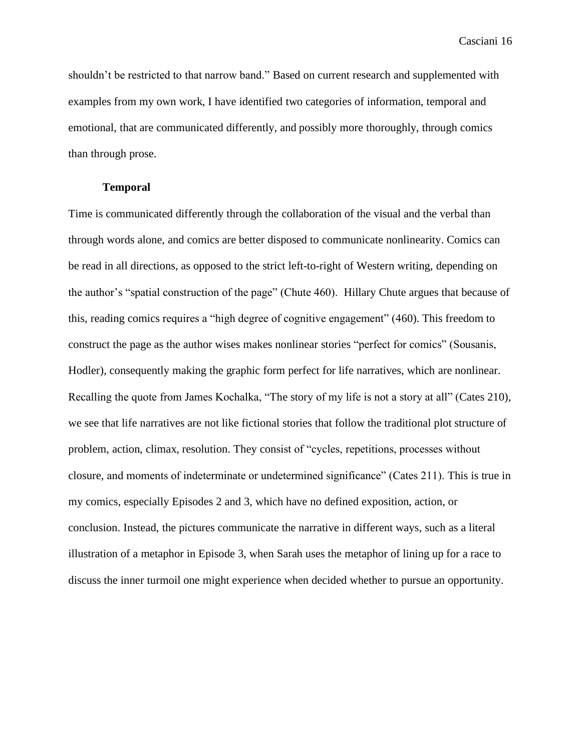shouldn’t be restricted to that narrow band.” Based on current research and supplemented with examples from my own work, I have identified two categories of information, temporal and emotional, that are communicated differently, and possibly more thoroughly, through comics than through prose.

**Temporal**

Time is communicated differently through the collaboration of the visual and the verbal than through words alone, and comics are better disposed to communicate nonlinearity. Comics can be read in all directions, as opposed to the strict left-to-right of Western writing, depending on the author’s “spatial construction of the page” (Chute 460). Hillary Chute argues that because of this, reading comics requires a “high degree of cognitive engagement” (460). This freedom to construct the page as the author wises makes nonlinear stories “perfect for comics” (Sousanis, Hodler), consequently making the graphic form perfect for life narratives, which are nonlinear. Recalling the quote from James Kochalka, “The story of my life is not a story at all” (Cates 210), we see that life narratives are not like fictional stories that follow the traditional plot structure of problem, action, climax, resolution. They consist of “cycles, repetitions, processes without closure, and moments of indeterminate or undetermined significance” (Cates 211). This is true in my comics, especially Episodes 2 and 3, which have no defined exposition, action, or conclusion. Instead, the pictures communicate the narrative in different ways, such as a literal illustration of a metaphor in Episode 3, when Sarah uses the metaphor of lining up for a race to discuss the inner turmoil one might experience when decided whether to pursue an opportunity.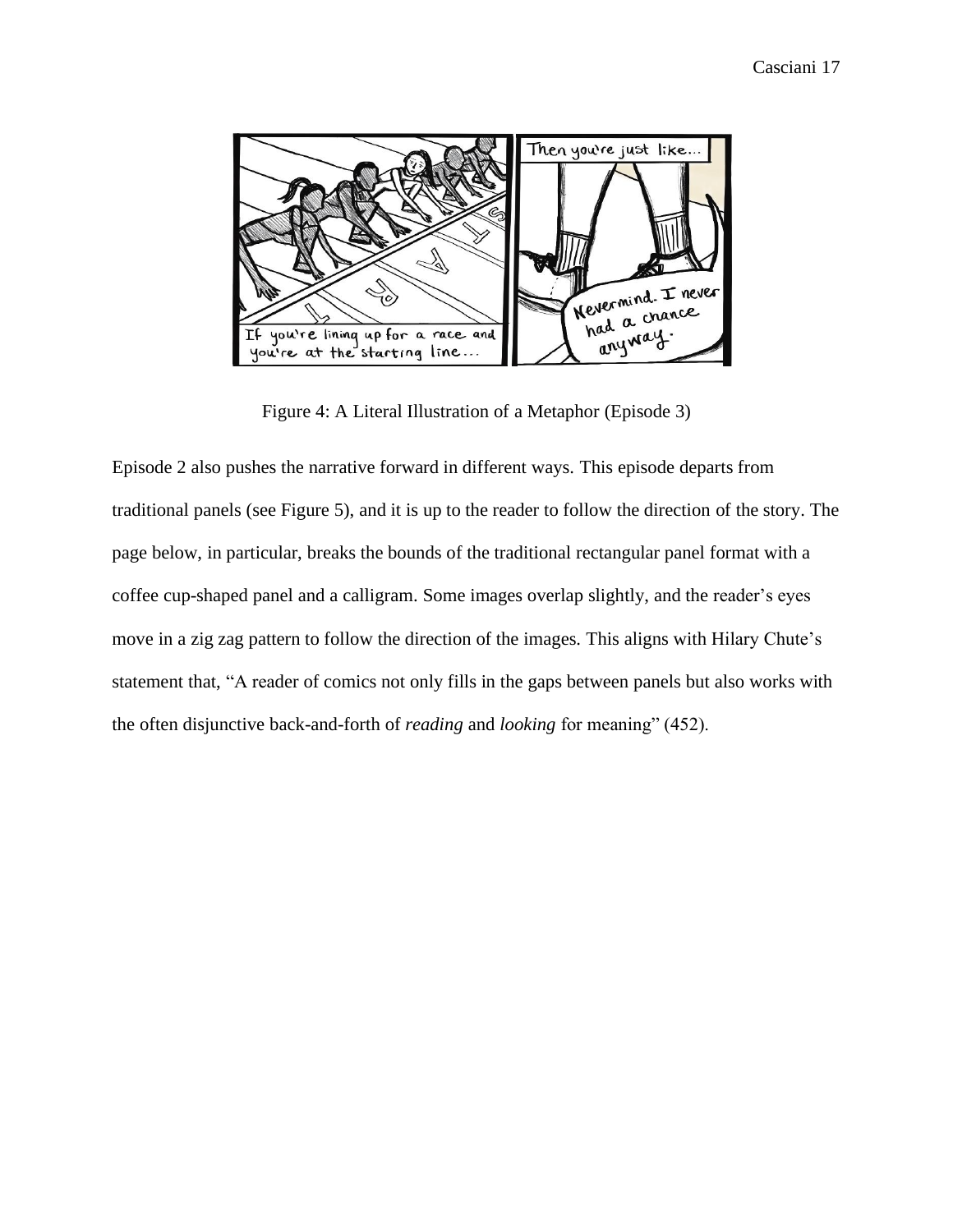Figure 4: A Literal Illustration of a Metaphor (Episode 3)

Episode 2 also pushes the narrative forward in different ways. This episode departs from traditional panels (see Figure 5), and it is up to the reader to follow the direction of the story. The page below, in particular, breaks the bounds of the traditional rectangular panel format with a coffee cup-shaped panel and a calligram. Some images overlap slightly, and the reader's eyes move in a zig zag pattern to follow the direction of the images. This aligns with Hilary Chute's statement that, "A reader of comics not only fills in the gaps between panels but also works with the often disjunctive back-and-forth of *reading* and *looking* for meaning" (452).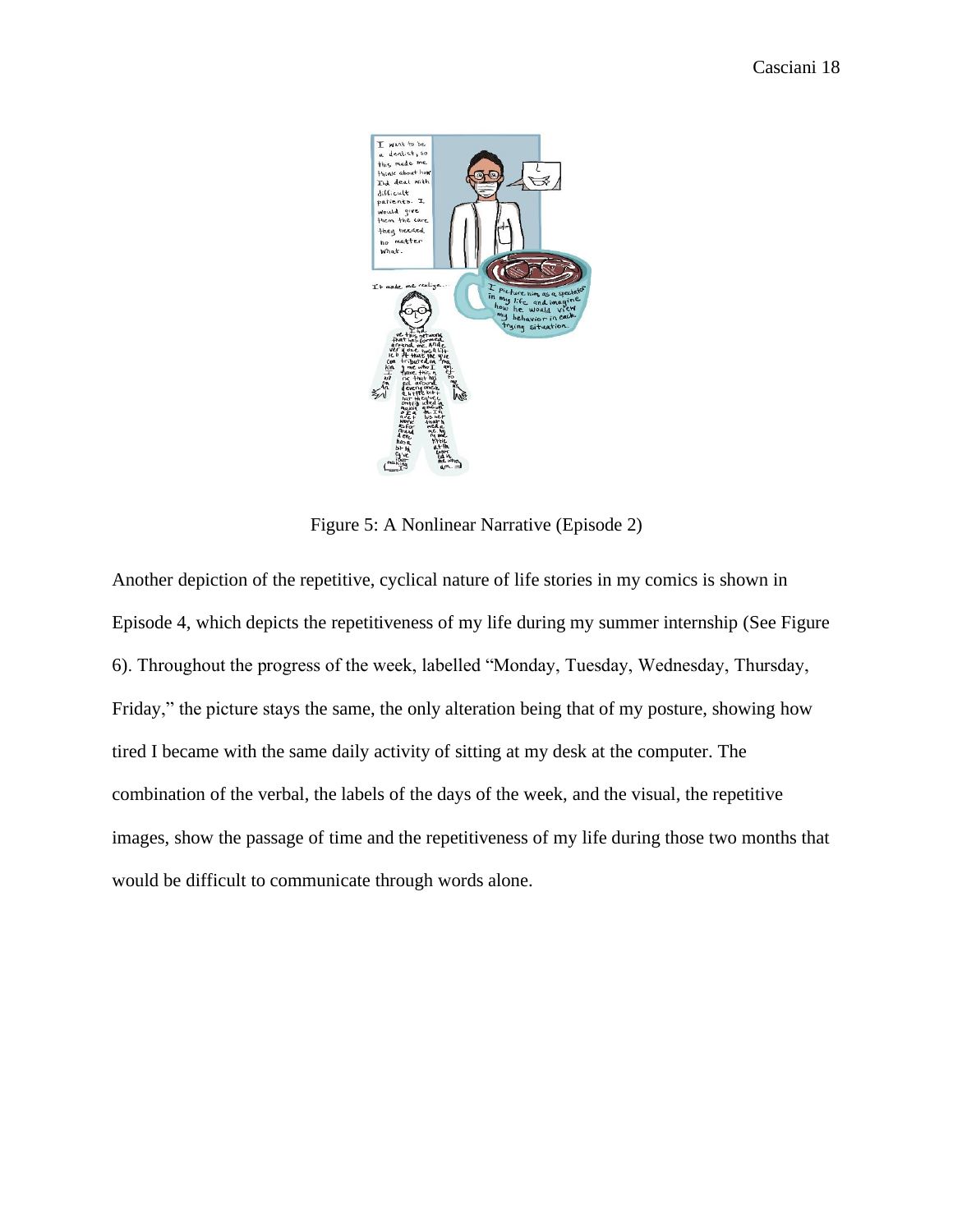Figure 5: A Nonlinear Narrative (Episode 2)

Another depiction of the repetitive, cyclical nature of life stories in my comics is shown in Episode 4, which depicts the repetitiveness of my life during my summer internship (See Figure 6). Throughout the progress of the week, labelled "Monday, Tuesday, Wednesday, Thursday, Friday," the picture stays the same, the only alteration being that of my posture, showing how tired I became with the same daily activity of sitting at my desk at the computer. The combination of the verbal, the labels of the days of the week, and the visual, the repetitive images, show the passage of time and the repetitiveness of my life during those two months that would be difficult to communicate through words alone.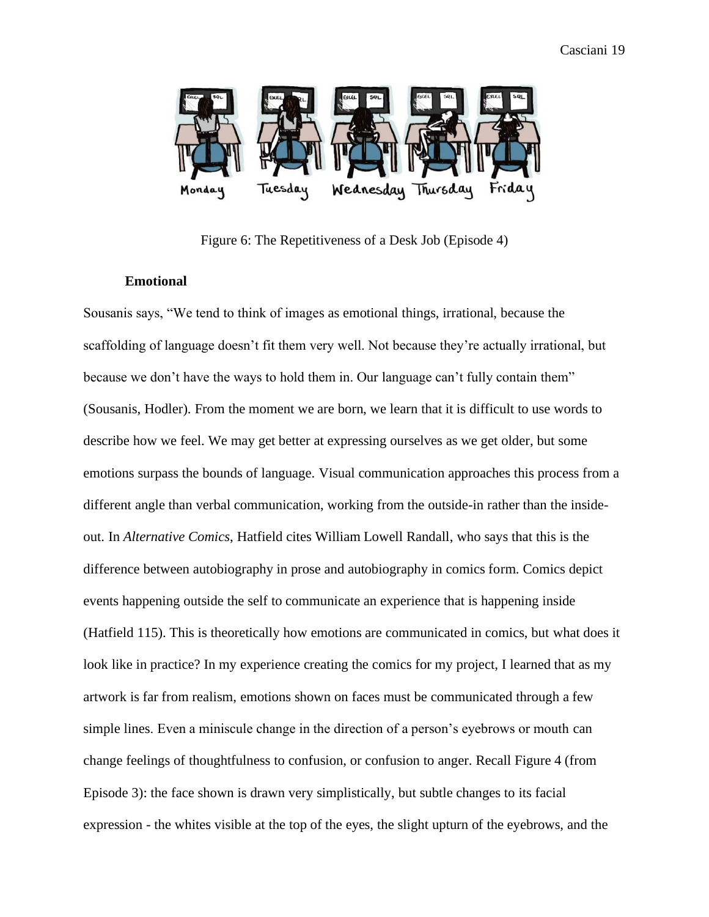Figure 6: The Repetitiveness of a Desk Job (Episode 4)

**Emotional**

Sousanis says, "We tend to think of images as emotional things, irrational, because the scaffolding of language doesn't fit them very well. Not because they're actually irrational, but because we don't have the ways to hold them in. Our language can't fully contain them" (Sousanis, Hodler). From the moment we are born, we learn that it is difficult to use words to describe how we feel. We may get better at expressing ourselves as we get older, but some emotions surpass the bounds of language. Visual communication approaches this process from a different angle than verbal communication, working from the outside-in rather than the inside-out. In *Alternative Comics*, Hatfield cites William Lowell Randall, who says that this is the difference between autobiography in prose and autobiography in comics form. Comics depict events happening outside the self to communicate an experience that is happening inside (Hatfield 115). This is theoretically how emotions are communicated in comics, but what does it look like in practice? In my experience creating the comics for my project, I learned that as my artwork is far from realism, emotions shown on faces must be communicated through a few simple lines. Even a miniscule change in the direction of a person's eyebrows or mouth can change feelings of thoughtfulness to confusion, or confusion to anger. Recall Figure 4 (from Episode 3): the face shown is drawn very simplistically, but subtle changes to its facial expression - the whites visible at the top of the eyes, the slight upturn of the eyebrows, and the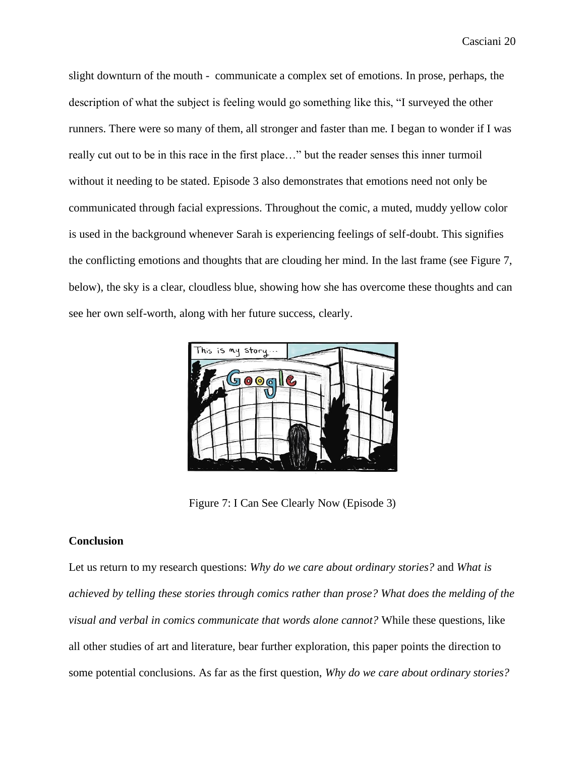slight downturn of the mouth - communicate a complex set of emotions. In prose, perhaps, the description of what the subject is feeling would go something like this, "I surveyed the other runners. There were so many of them, all stronger and faster than me. I began to wonder if I was really cut out to be in this race in the first place…" but the reader senses this inner turmoil without it needing to be stated. Episode 3 also demonstrates that emotions need not only be communicated through facial expressions. Throughout the comic, a muted, muddy yellow color is used in the background whenever Sarah is experiencing feelings of self-doubt. This signifies the conflicting emotions and thoughts that are clouding her mind. In the last frame (see Figure 7, below), the sky is a clear, cloudless blue, showing how she has overcome these thoughts and can see her own self-worth, along with her future success, clearly.

Figure 7: I Can See Clearly Now (Episode 3)

**Conclusion**

Let us return to my research questions: *Why do we care about ordinary stories?* and *What is achieved by telling these stories through comics rather than prose? What does the melding of the visual and verbal in comics communicate that words alone cannot?* While these questions, like all other studies of art and literature, bear further exploration, this paper points the direction to some potential conclusions. As far as the first question, *Why do we care about ordinary stories?*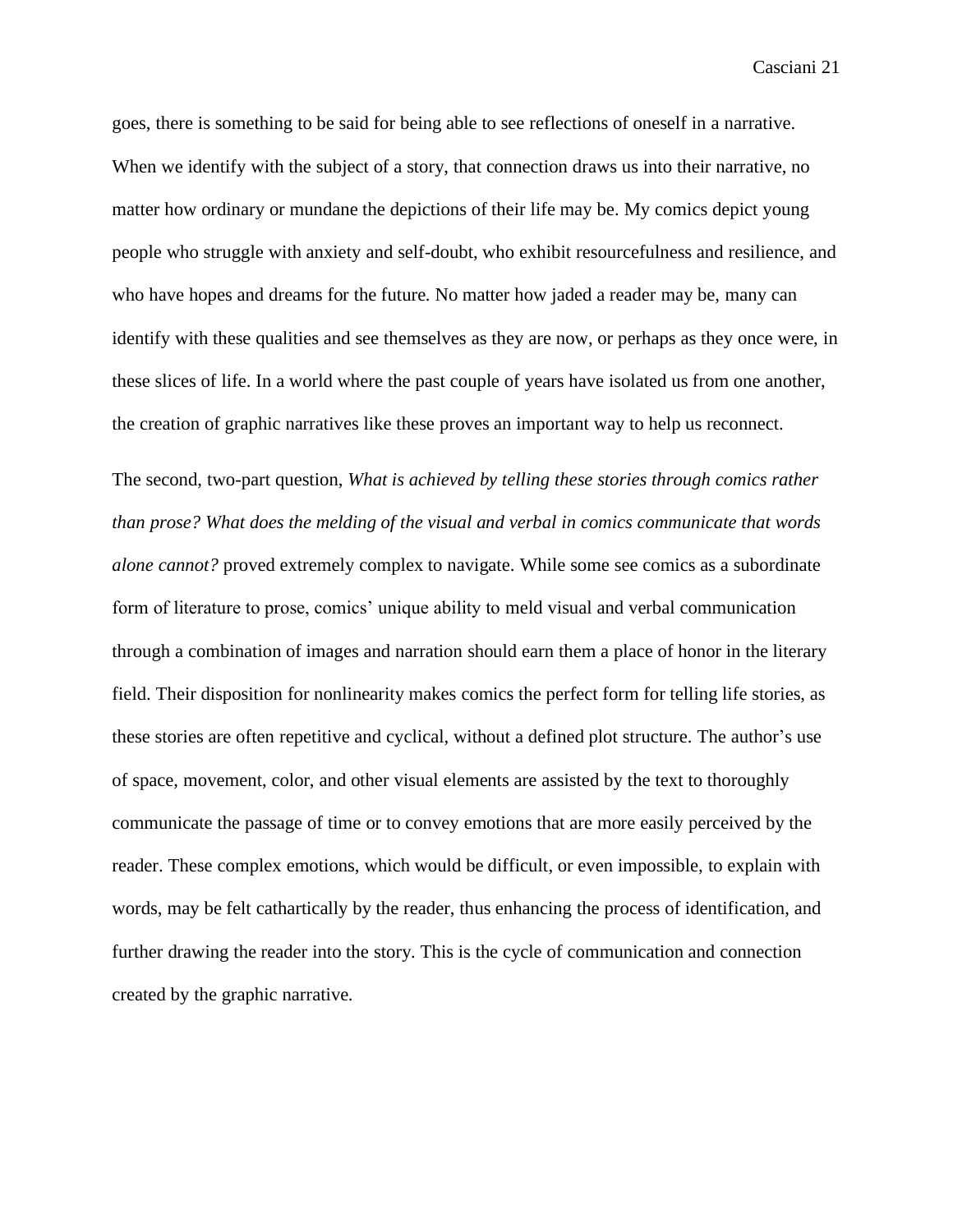goes, there is something to be said for being able to see reflections of oneself in a narrative. When we identify with the subject of a story, that connection draws us into their narrative, no matter how ordinary or mundane the depictions of their life may be. My comics depict young people who struggle with anxiety and self-doubt, who exhibit resourcefulness and resilience, and who have hopes and dreams for the future. No matter how jaded a reader may be, many can identify with these qualities and see themselves as they are now, or perhaps as they once were, in these slices of life. In a world where the past couple of years have isolated us from one another, the creation of graphic narratives like these proves an important way to help us reconnect.

The second, two-part question, *What is achieved by telling these stories through comics rather than prose? What does the melding of the visual and verbal in comics communicate that words alone cannot?* proved extremely complex to navigate. While some see comics as a subordinate form of literature to prose, comics' unique ability to meld visual and verbal communication through a combination of images and narration should earn them a place of honor in the literary field. Their disposition for nonlinearity makes comics the perfect form for telling life stories, as these stories are often repetitive and cyclical, without a defined plot structure. The author's use of space, movement, color, and other visual elements are assisted by the text to thoroughly communicate the passage of time or to convey emotions that are more easily perceived by the reader. These complex emotions, which would be difficult, or even impossible, to explain with words, may be felt cathartically by the reader, thus enhancing the process of identification, and further drawing the reader into the story. This is the cycle of communication and connection created by the graphic narrative.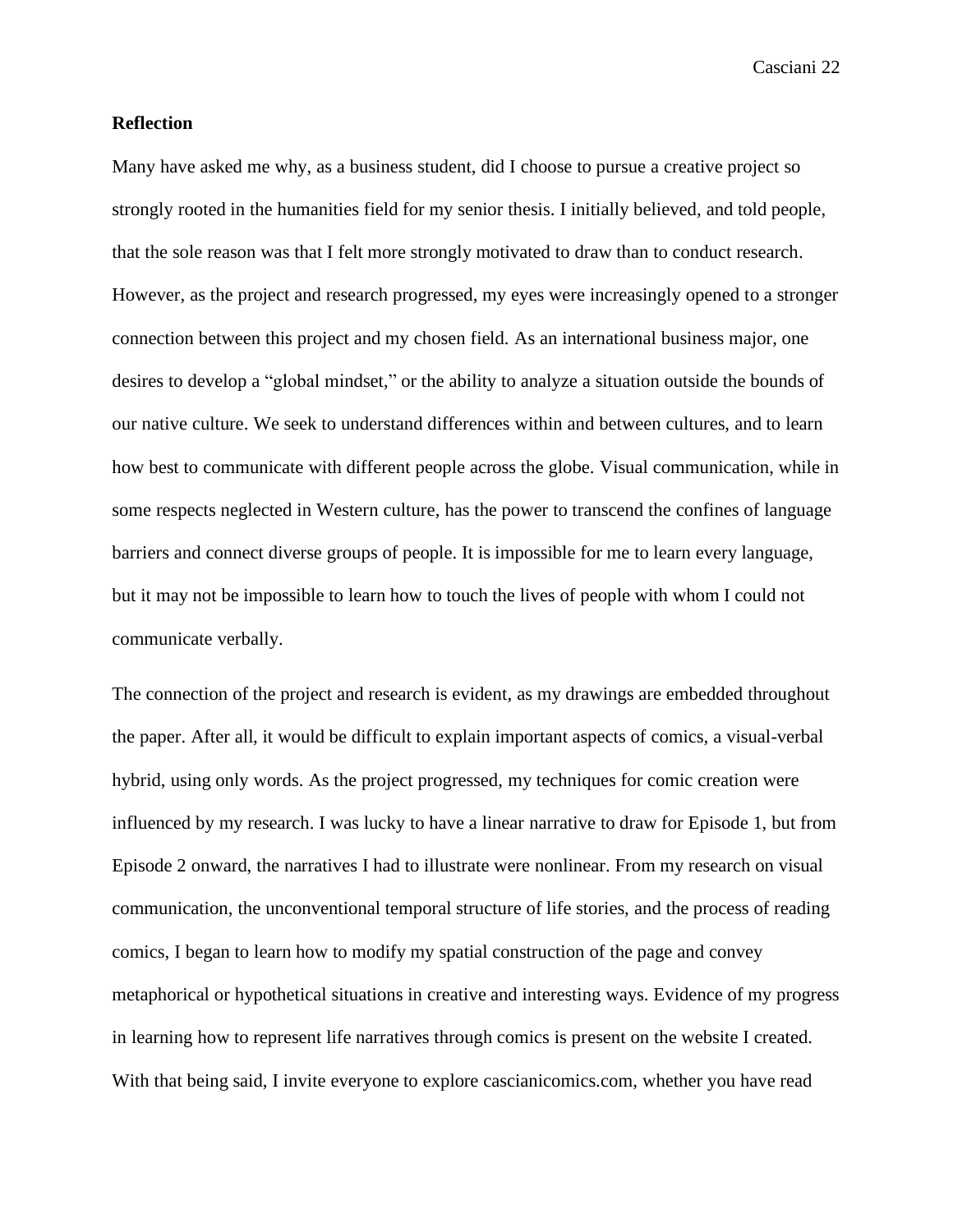**Reflection**

Many have asked me why, as a business student, did I choose to pursue a creative project so strongly rooted in the humanities field for my senior thesis. I initially believed, and told people, that the sole reason was that I felt more strongly motivated to draw than to conduct research. However, as the project and research progressed, my eyes were increasingly opened to a stronger connection between this project and my chosen field. As an international business major, one desires to develop a "global mindset," or the ability to analyze a situation outside the bounds of our native culture. We seek to understand differences within and between cultures, and to learn how best to communicate with different people across the globe. Visual communication, while in some respects neglected in Western culture, has the power to transcend the confines of language barriers and connect diverse groups of people. It is impossible for me to learn every language, but it may not be impossible to learn how to touch the lives of people with whom I could not communicate verbally.

The connection of the project and research is evident, as my drawings are embedded throughout the paper. After all, it would be difficult to explain important aspects of comics, a visual-verbal hybrid, using only words. As the project progressed, my techniques for comic creation were influenced by my research. I was lucky to have a linear narrative to draw for Episode 1, but from Episode 2 onward, the narratives I had to illustrate were nonlinear. From my research on visual communication, the unconventional temporal structure of life stories, and the process of reading comics, I began to learn how to modify my spatial construction of the page and convey metaphorical or hypothetical situations in creative and interesting ways. Evidence of my progress in learning how to represent life narratives through comics is present on the website I created. With that being said, I invite everyone to explore cascianicomics.com, whether you have read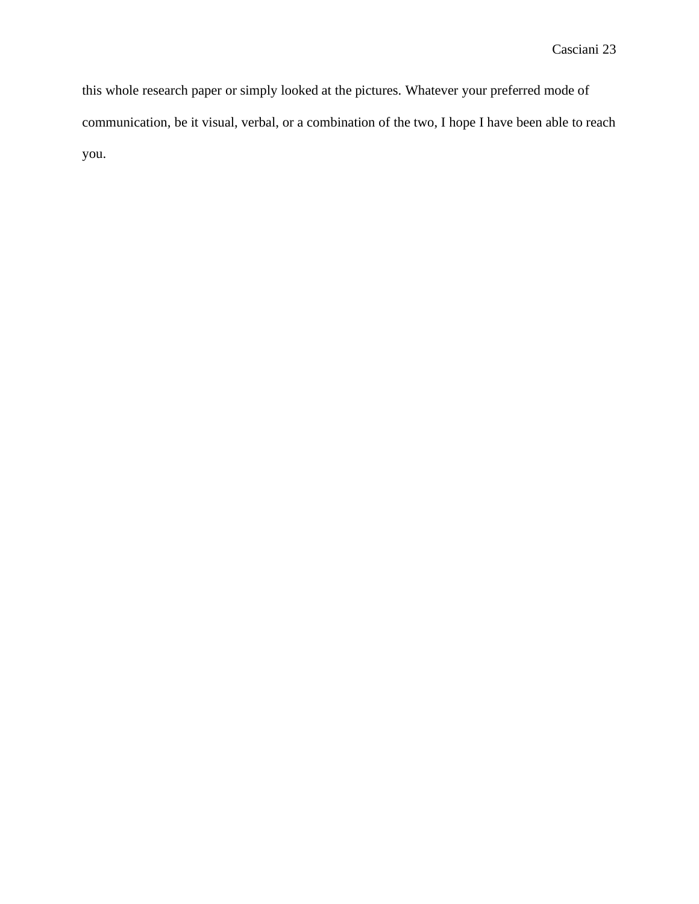this whole research paper or simply looked at the pictures. Whatever your preferred mode of communication, be it visual, verbal, or a combination of the two, I hope I have been able to reach you.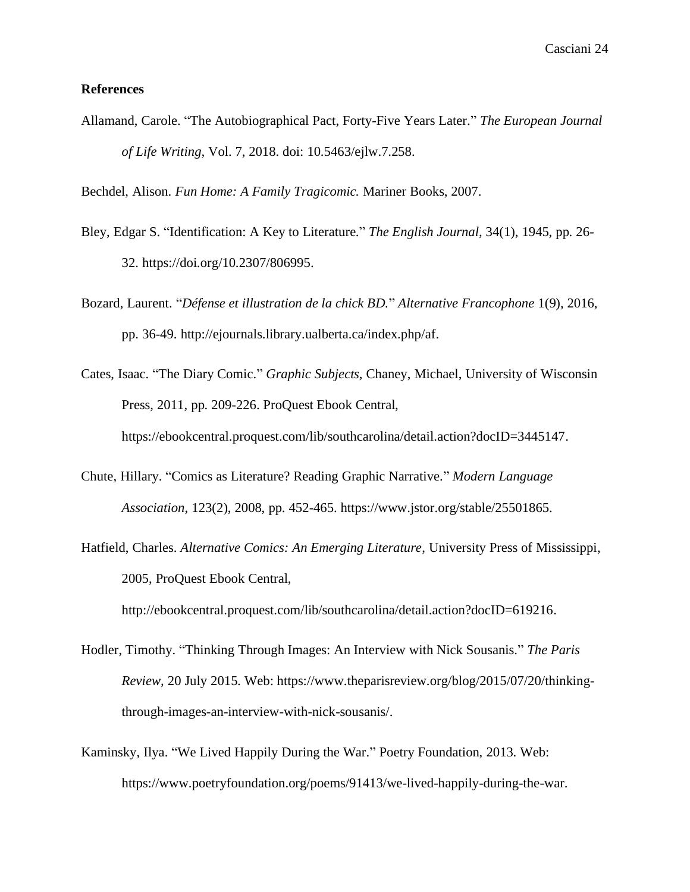**References**

Allamand, Carole. “The Autobiographical Pact, Forty-Five Years Later.” *The European Journal of Life Writing*, Vol. 7, 2018. doi: 10.5463/ejlw.7.258.

Bechdel, Alison. *Fun Home: A Family Tragicomic.* Mariner Books, 2007.

Bley, Edgar S. “Identification: A Key to Literature.” *The English Journal,* 34(1), 1945, pp. 26-32. https://doi.org/10.2307/806995.

Bozard, Laurent. “*Défense et illustration de la chick BD.*” *Alternative Francophone* 1(9), 2016, pp. 36-49. http://ejournals.library.ualberta.ca/index.php/af.

Cates, Isaac. “The Diary Comic.” *Graphic Subjects*, Chaney, Michael, University of Wisconsin Press, 2011, pp. 209-226. ProQuest Ebook Central, https://ebookcentral.proquest.com/lib/southcarolina/detail.action?docID=3445147.

Chute, Hillary. “Comics as Literature? Reading Graphic Narrative.” *Modern Language Association*, 123(2), 2008, pp. 452-465. https://www.jstor.org/stable/25501865.

Hatfield, Charles. *Alternative Comics: An Emerging Literature*, University Press of Mississippi, 2005, ProQuest Ebook Central, http://ebookcentral.proquest.com/lib/southcarolina/detail.action?docID=619216.

Hodler, Timothy. “Thinking Through Images: An Interview with Nick Sousanis.” *The Paris Review,* 20 July 2015. Web: https://www.theparisreview.org/blog/2015/07/20/thinking-through-images-an-interview-with-nick-sousanis/.

Kaminsky, Ilya. “We Lived Happily During the War.” Poetry Foundation, 2013. Web: https://www.poetryfoundation.org/poems/91413/we-lived-happily-during-the-war.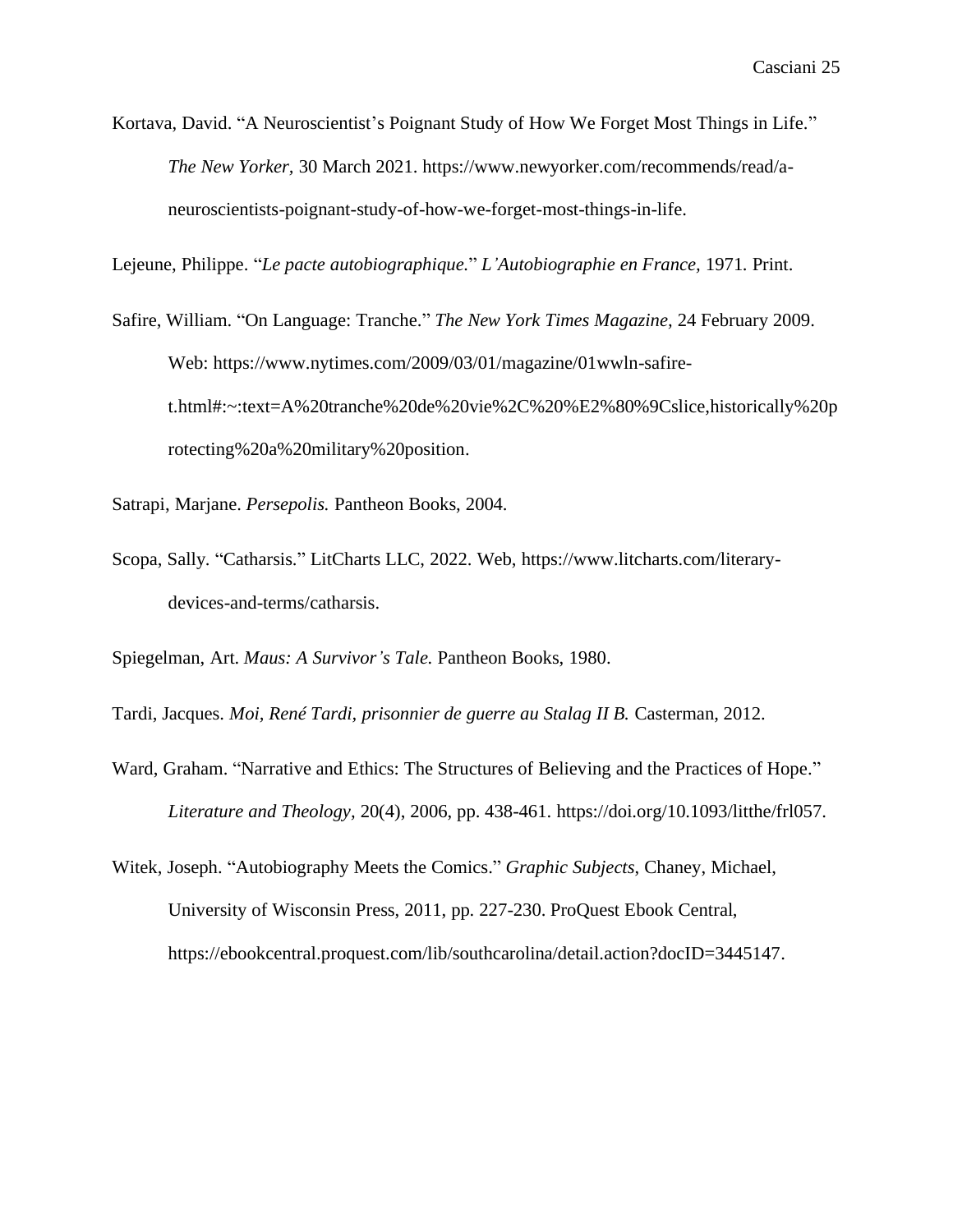Kortava, David. "A Neuroscientist's Poignant Study of How We Forget Most Things in Life." *The New Yorker,* 30 March 2021. https://www.newyorker.com/recommends/read/a-neuroscientists-poignant-study-of-how-we-forget-most-things-in-life.

Lejeune, Philippe. "*Le pacte autobiographique.*" *L'Autobiographie en France,* 1971. Print.

Safire, William. "On Language: Tranche." *The New York Times Magazine,* 24 February 2009. Web: https://www.nytimes.com/2009/03/01/magazine/01wwln-safire-t.html#:~:text=A%20tranche%20de%20vie%2C%20%E2%80%9Cslice,historically%20protecting%20a%20military%20position.

Satrapi, Marjane. *Persepolis.* Pantheon Books, 2004.

Scopa, Sally. "Catharsis." LitCharts LLC, 2022. Web, https://www.litcharts.com/literary-devices-and-terms/catharsis.

Spiegelman, Art. *Maus: A Survivor's Tale.* Pantheon Books, 1980.

Tardi, Jacques. *Moi, René Tardi, prisonnier de guerre au Stalag II B.* Casterman, 2012.

Ward, Graham. "Narrative and Ethics: The Structures of Believing and the Practices of Hope." *Literature and Theology,* 20(4), 2006, pp. 438-461. https://doi.org/10.1093/litthe/frl057.

Witek, Joseph. "Autobiography Meets the Comics." *Graphic Subjects*, Chaney, Michael, University of Wisconsin Press, 2011, pp. 227-230. ProQuest Ebook Central, https://ebookcentral.proquest.com/lib/southcarolina/detail.action?docID=3445147.